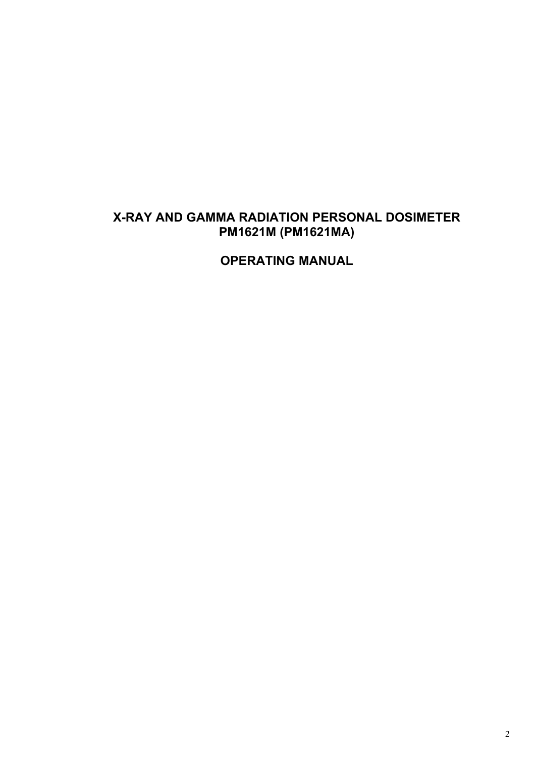# X-RAY AND GAMMA RADIATION PERSONAL DOSIMETER PM1621M (PM1621MA)

# OPERATING MANUAL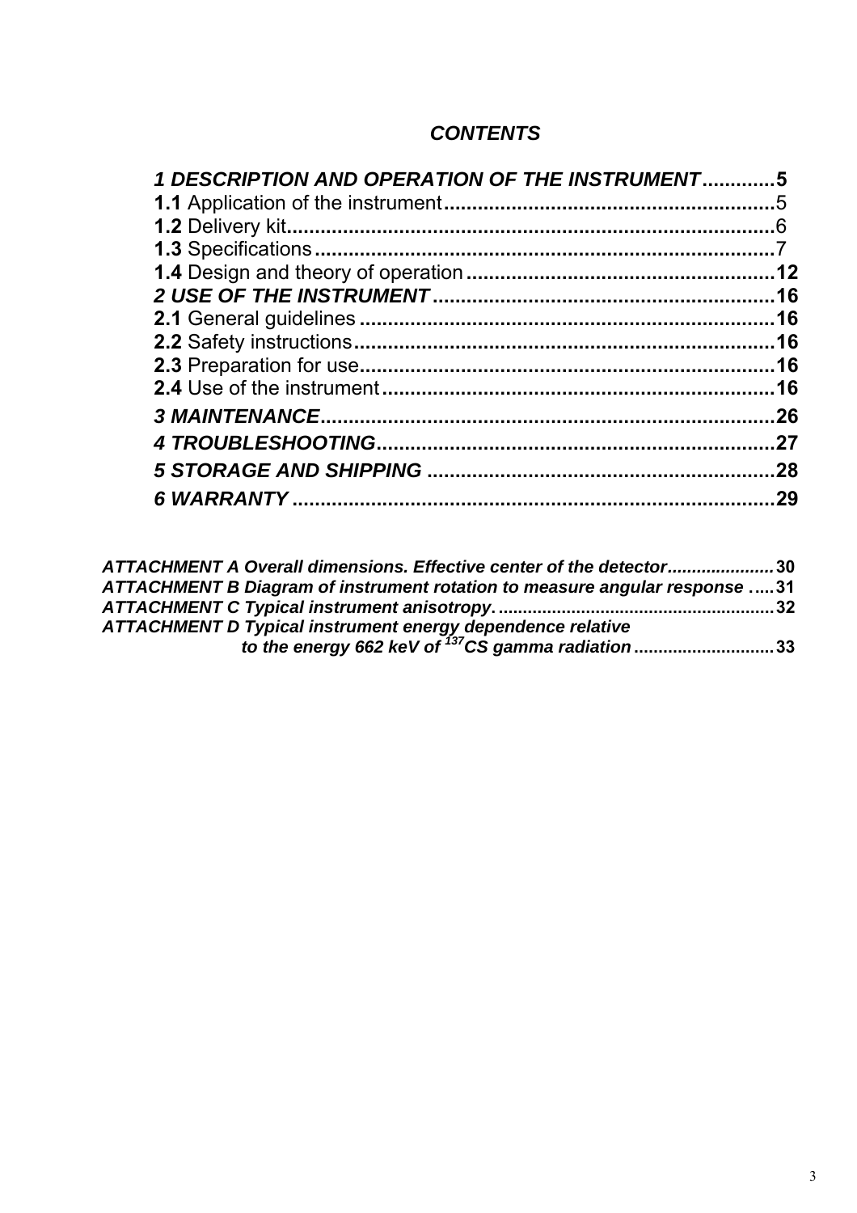# *CONTENTS*

***1 DESCRIPTION AND OPERATION OF THE INSTRUMENT*.............5**
**1.1** Application of the instrument..........................................................5
**1.2** Delivery kit.......................................................................................6
**1.3** Specifications..................................................................................7
**1.4** Design and theory of operation.......................................................**12**
***2 USE OF THE INSTRUMENT*............................................................16**
**2.1** General guidelines..........................................................................**16**
**2.2** Safety instructions..........................................................................**16**
**2.3** Preparation for use..........................................................................**16**
**2.4** Use of the instrument......................................................................**16**
***3 MAINTENANCE*................................................................................26**
***4 TROUBLESHOOTING*......................................................................27**
***5 STORAGE AND SHIPPING* ..............................................................28**
***6 WARRANTY* ......................................................................................29**

***ATTACHMENT A Overall dimensions. Effective center of the detector*......................30**
***ATTACHMENT B Diagram of instrument rotation to measure angular response* .....31**
***ATTACHMENT C Typical instrument anisotropy*.........................................................32**
***ATTACHMENT D Typical instrument energy dependence relative to the energy 662 keV of $^{137}$CS gamma radiation*.............................33**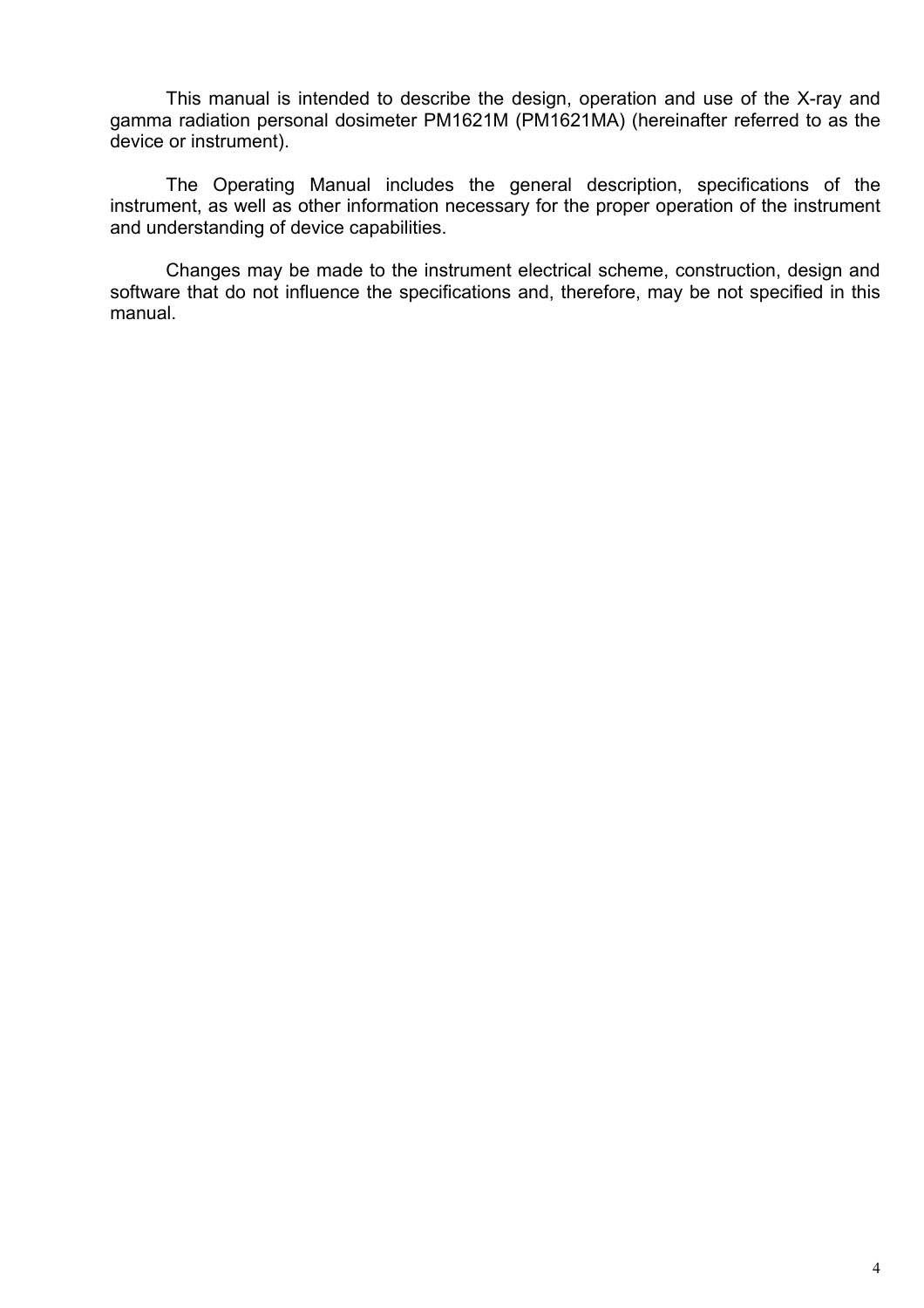This manual is intended to describe the design, operation and use of the X-ray and gamma radiation personal dosimeter PM1621M (PM1621MA) (hereinafter referred to as the device or instrument).

The Operating Manual includes the general description, specifications of the instrument, as well as other information necessary for the proper operation of the instrument and understanding of device capabilities.

Changes may be made to the instrument electrical scheme, construction, design and software that do not influence the specifications and, therefore, may be not specified in this manual.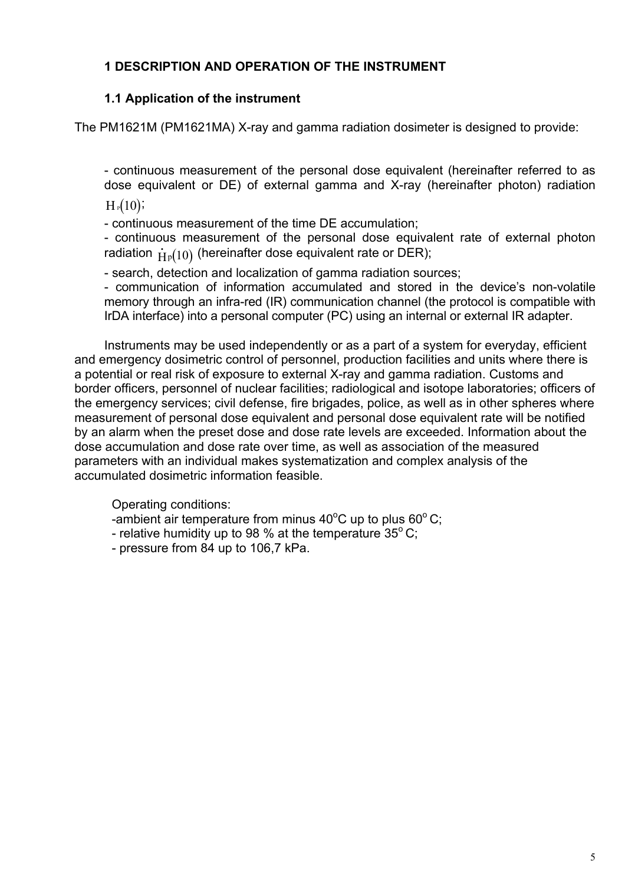## 1 DESCRIPTION AND OPERATION OF THE INSTRUMENT

### 1.1 Application of the instrument

The PM1621M (PM1621MA) X-ray and gamma radiation dosimeter is designed to provide:

- continuous measurement of the personal dose equivalent (hereinafter referred to as dose equivalent or DE) of external gamma and X-ray (hereinafter photon) radiation $H_P(10)$;
- continuous measurement of the time DE accumulation;
- continuous measurement of the personal dose equivalent rate of external photon radiation $\dot{H}_P(10)$ (hereinafter dose equivalent rate or DER);
- search, detection and localization of gamma radiation sources;
- communication of information accumulated and stored in the device's non-volatile memory through an infra-red (IR) communication channel (the protocol is compatible with IrDA interface) into a personal computer (PC) using an internal or external IR adapter.

Instruments may be used independently or as a part of a system for everyday, efficient and emergency dosimetric control of personnel, production facilities and units where there is a potential or real risk of exposure to external X-ray and gamma radiation. Customs and border officers, personnel of nuclear facilities; radiological and isotope laboratories; officers of the emergency services; civil defense, fire brigades, police, as well as in other spheres where measurement of personal dose equivalent and personal dose equivalent rate will be notified by an alarm when the preset dose and dose rate levels are exceeded. Information about the dose accumulation and dose rate over time, as well as association of the measured parameters with an individual makes systematization and complex analysis of the accumulated dosimetric information feasible.

Operating conditions:

- ambient air temperature from minus 40°C up to plus 60°C;
- relative humidity up to 98 % at the temperature 35°C;
- pressure from 84 up to 106,7 kPa.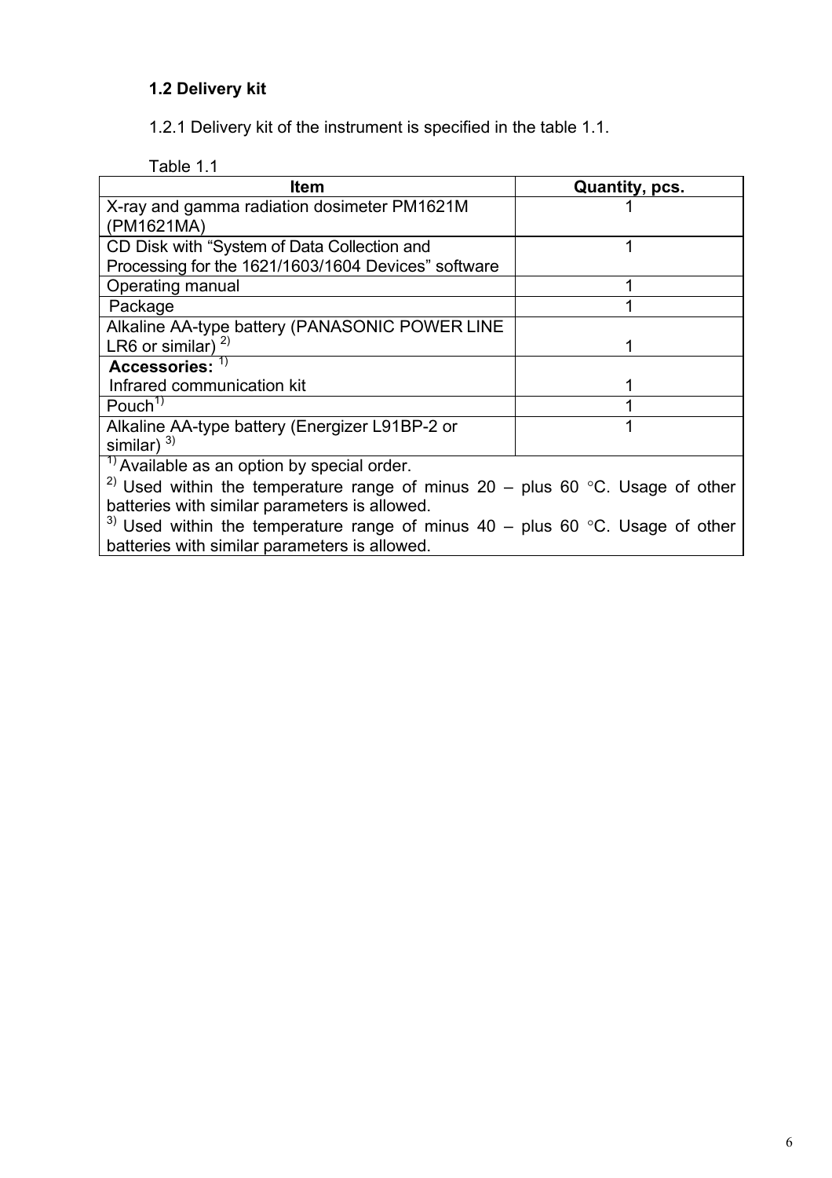## 1.2 Delivery kit

1.2.1 Delivery kit of the instrument is specified in the table 1.1.

Table 1.1

| Item | Quantity, pcs. |
|---|---|
| X-ray and gamma radiation dosimeter PM1621M (PM1621MA) | 1 |
| CD Disk with "System of Data Collection and Processing for the 1621/1603/1604 Devices" software | 1 |
| Operating manual | 1 |
| Package | 1 |
| Alkaline AA-type battery (PANASONIC POWER LINE LR6 or similar) [2] | 1 |
| **Accessories:** [1] Infrared communication kit | 1 |
| Pouch[1] | 1 |
| Alkaline AA-type battery (Energizer L91BP-2 or similar) [3] | 1 |

[1] Available as an option by special order.
[2] Used within the temperature range of minus 20 – plus 60 °C. Usage of other batteries with similar parameters is allowed.
[3] Used within the temperature range of minus 40 – plus 60 °C. Usage of other batteries with similar parameters is allowed.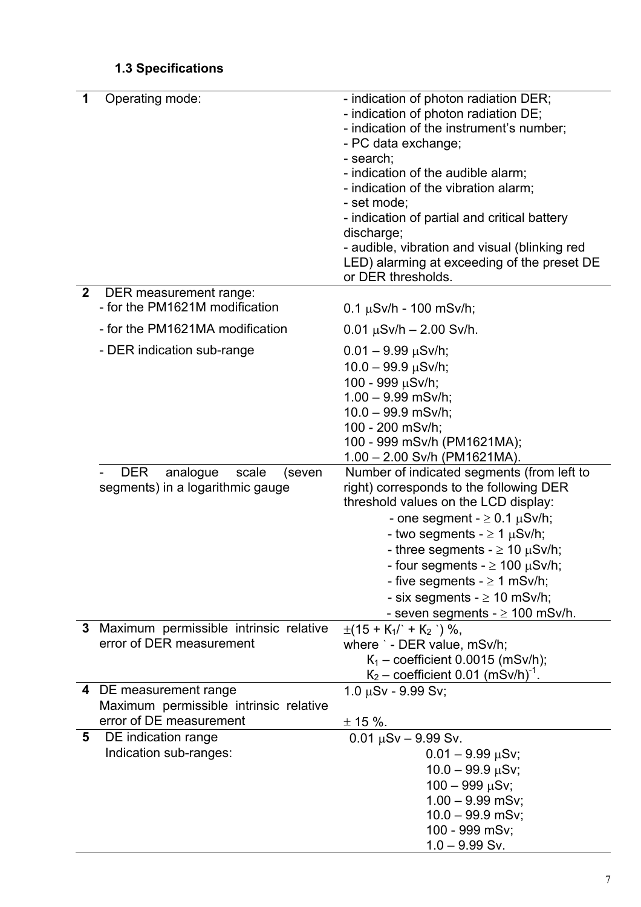### 1.3 Specifications

| | | |
|---|---|---|
| **1** | Operating mode: | - indication of photon radiation DER;<br>- indication of photon radiation DE;<br>- indication of the instrument's number;<br>- PC data exchange;<br>- search;<br>- indication of the audible alarm;<br>- indication of the vibration alarm;<br>- set mode;<br>- indication of partial and critical battery discharge;<br>- audible, vibration and visual (blinking red LED) alarming at exceeding of the preset DE or DER thresholds. |
| **2** | DER measurement range:<br>- for the PM1621M modification | 0.1 μSv/h - 100 mSv/h; |
| | - for the PM1621MA modification | 0.01 μSv/h – 2.00 Sv/h. |
| | - DER indication sub-range | 0.01 – 9.99 μSv/h;<br>10.0 – 99.9 μSv/h;<br>100 - 999 μSv/h;<br>1.00 – 9.99 mSv/h;<br>10.0 – 99.9 mSv/h;<br>100 - 200 mSv/h;<br>100 - 999 mSv/h (PM1621MA);<br>1.00 – 2.00 Sv/h (PM1621MA). |
| | - DER analogue scale (seven segments) in a logarithmic gauge | Number of indicated segments (from left to right) corresponds to the following DER threshold values on the LCD display:<br>- one segment - ≥ 0.1 μSv/h;<br>- two segments - ≥ 1 μSv/h;<br>- three segments - ≥ 10 μSv/h;<br>- four segments - ≥ 100 μSv/h;<br>- five segments - ≥ 1 mSv/h;<br>- six segments - ≥ 10 mSv/h;<br>- seven segments - ≥ 100 mSv/h. |
| **3** | Maximum permissible intrinsic relative error of DER measurement | $\pm(15 + K_1/` + K_2$ `) %,<br>where ` - DER value, mSv/h;<br>$K_1$ – coefficient 0.0015 (mSv/h);<br>$K_2$ – coefficient 0.01 $(mSv/h)^{-1}$. |
| **4** | DE measurement range<br>Maximum permissible intrinsic relative error of DE measurement | 1.0 μSv - 9.99 Sv;<br>± 15 %. |
| **5** | DE indication range<br>Indication sub-ranges: | 0.01 μSv – 9.99 Sv.<br>0.01 – 9.99 μSv;<br>10.0 – 99.9 μSv;<br>100 – 999 μSv;<br>1.00 – 9.99 mSv;<br>10.0 – 99.9 mSv;<br>100 - 999 mSv;<br>1.0 – 9.99 Sv. |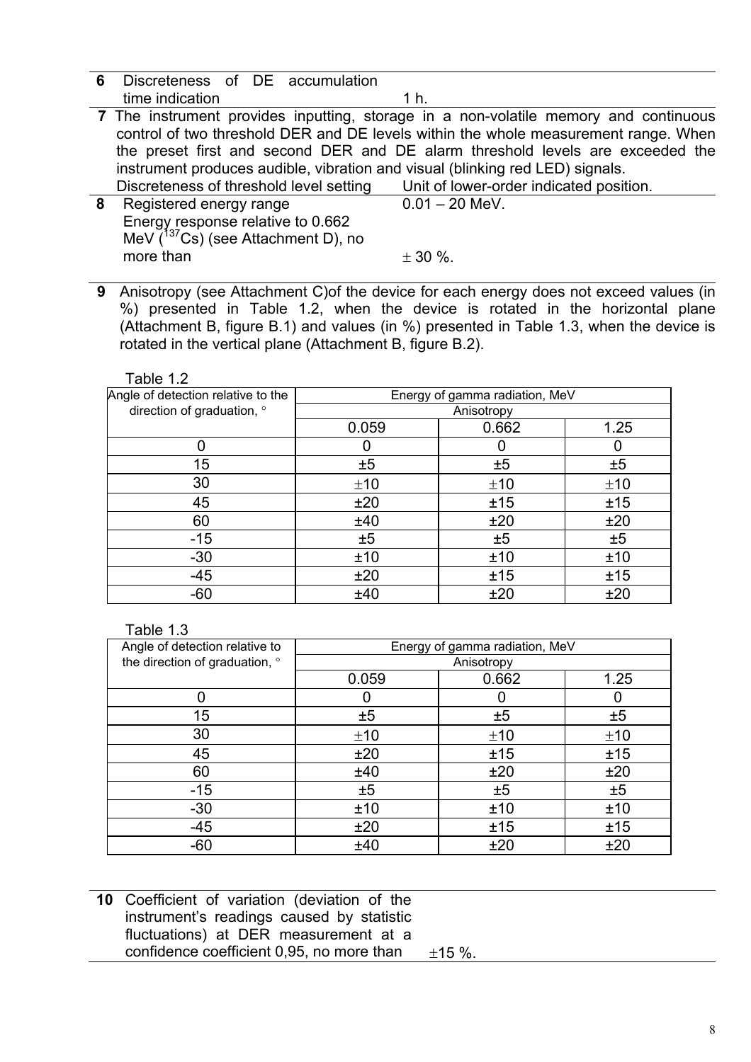| | | |
|---|---|---|
| **6** | Discreteness of DE accumulation time indication | 1 h. |

**7** The instrument provides inputting, storage in a non-volatile memory and continuous control of two threshold DER and DE levels within the whole measurement range. When the preset first and second DER and DE alarm threshold levels are exceeded the instrument produces audible, vibration and visual (blinking red LED) signals.

| | | |
|---|---|---|
| | Discreteness of threshold level setting | Unit of lower-order indicated position. |
| **8** | Registered energy range | 0.01 – 20 MeV. |
| | Energy response relative to 0.662 MeV ($^{137}Cs$) (see Attachment D), no more than | ± 30 %. |

**9** Anisotropy (see Attachment C)of the device for each energy does not exceed values (in %) presented in Table 1.2, when the device is rotated in the horizontal plane (Attachment B, figure B.1) and values (in %) presented in Table 1.3, when the device is rotated in the vertical plane (Attachment B, figure B.2).

Table 1.2

| Angle of detection relative to the direction of graduation, ° | Energy of gamma radiation, MeV | | |
|---|---|---|---|
| | Anisotropy | | |
| | 0.059 | 0.662 | 1.25 |
| 0 | 0 | 0 | 0 |
| 15 | ±5 | ±5 | ±5 |
| 30 | ±10 | ±10 | ±10 |
| 45 | ±20 | ±15 | ±15 |
| 60 | ±40 | ±20 | ±20 |
| -15 | ±5 | ±5 | ±5 |
| -30 | ±10 | ±10 | ±10 |
| -45 | ±20 | ±15 | ±15 |
| -60 | ±40 | ±20 | ±20 |

Table 1.3

| Angle of detection relative to the direction of graduation, ° | Energy of gamma radiation, MeV | | |
|---|---|---|---|
| | Anisotropy | | |
| | 0.059 | 0.662 | 1.25 |
| 0 | 0 | 0 | 0 |
| 15 | ±5 | ±5 | ±5 |
| 30 | ±10 | ±10 | ±10 |
| 45 | ±20 | ±15 | ±15 |
| 60 | ±40 | ±20 | ±20 |
| -15 | ±5 | ±5 | ±5 |
| -30 | ±10 | ±10 | ±10 |
| -45 | ±20 | ±15 | ±15 |
| -60 | ±40 | ±20 | ±20 |

| | | |
|---|---|---|
| **10** | Coefficient of variation (deviation of the instrument's readings caused by statistic fluctuations) at DER measurement at a confidence coefficient 0,95, no more than | ±15 %. |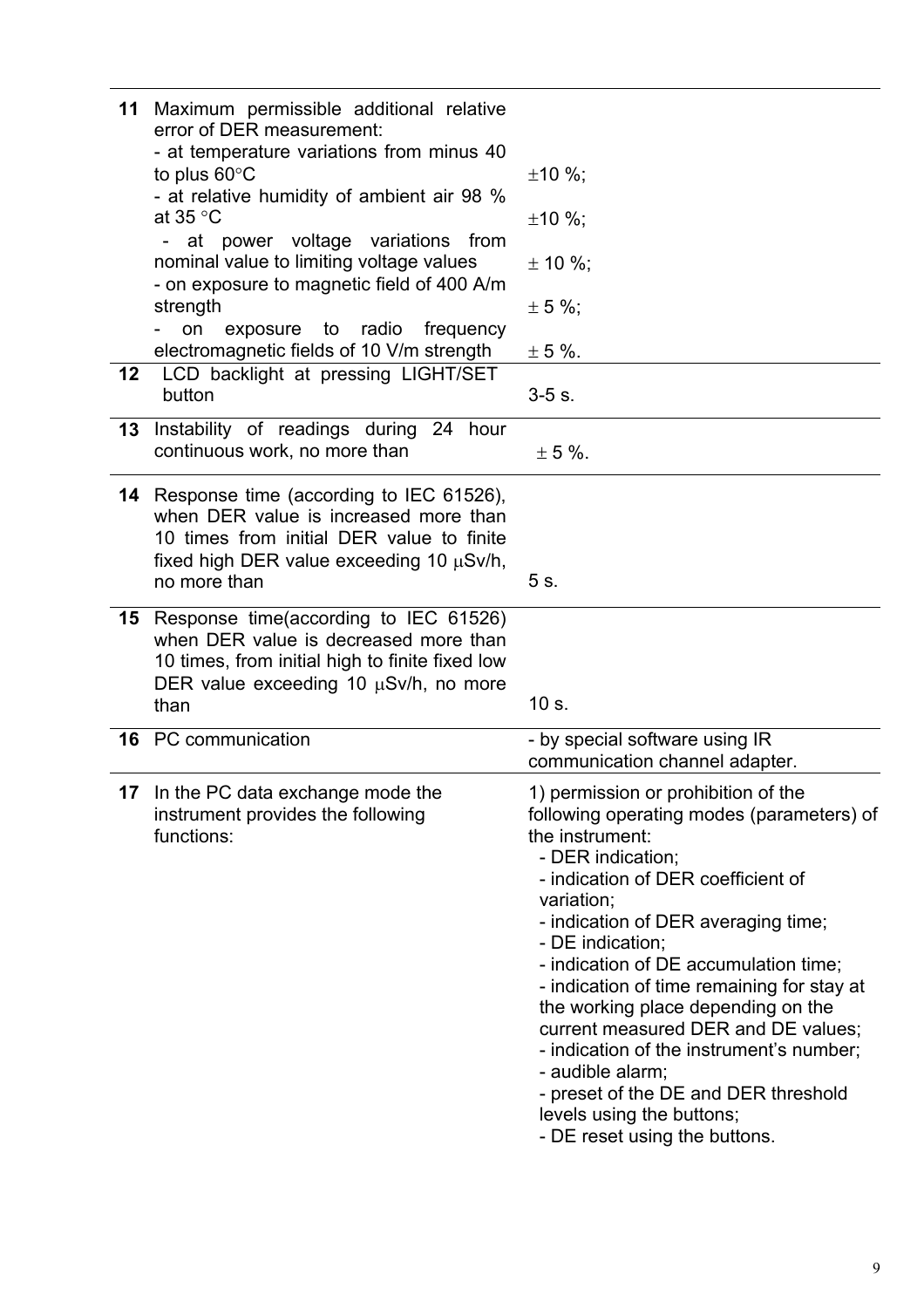| | | |
|---|---|---|
| 11 | Maximum permissible additional relative error of DER measurement:<br>- at temperature variations from minus 40 to plus 60°C<br>- at relative humidity of ambient air 98 % at 35 °C<br>- at power voltage variations from nominal value to limiting voltage values<br>- on exposure to magnetic field of 400 A/m strength<br>- on exposure to radio frequency electromagnetic fields of 10 V/m strength | <br><br>±10 %;<br><br>±10 %;<br><br>± 10 %;<br><br>± 5 %;<br><br>± 5 %. |
| 12 | LCD backlight at pressing LIGHT/SET button | 3-5 s. |
| 13 | Instability of readings during 24 hour continuous work, no more than | ± 5 %. |
| 14 | Response time (according to IEC 61526), when DER value is increased more than 10 times from initial DER value to finite fixed high DER value exceeding 10 μSv/h, no more than | 5 s. |
| 15 | Response time(according to IEC 61526) when DER value is decreased more than 10 times, from initial high to finite fixed low DER value exceeding 10 μSv/h, no more than | 10 s. |
| 16 | PC communication | - by special software using IR communication channel adapter. |
| 17 | In the PC data exchange mode the instrument provides the following functions: | 1) permission or prohibition of the following operating modes (parameters) of the instrument:<br>- DER indication;<br>- indication of DER coefficient of variation;<br>- indication of DER averaging time;<br>- DE indication;<br>- indication of DE accumulation time;<br>- indication of time remaining for stay at the working place depending on the current measured DER and DE values;<br>- indication of the instrument's number;<br>- audible alarm;<br>- preset of the DE and DER threshold levels using the buttons;<br>- DE reset using the buttons. |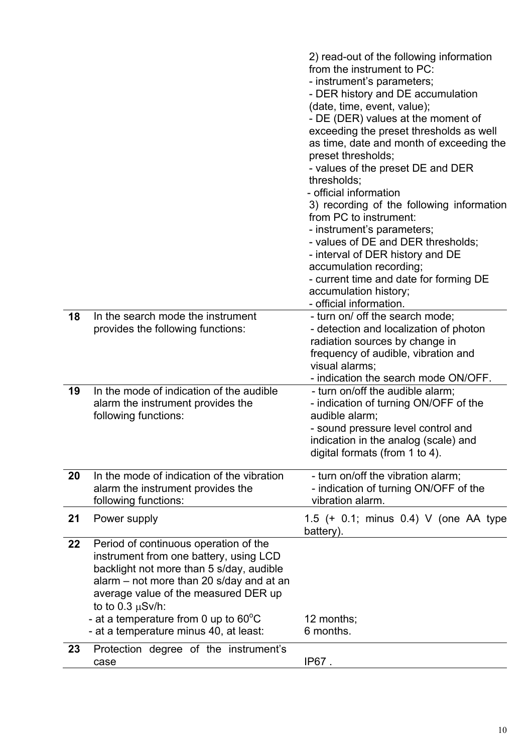| | | |
|---|---|---|
| | | 2) read-out of the following information from the instrument to PC:<br>- instrument's parameters;<br>- DER history and DE accumulation (date, time, event, value);<br>- DE (DER) values at the moment of exceeding the preset thresholds as well as time, date and month of exceeding the preset thresholds;<br>- values of the preset DE and DER thresholds;<br>- official information<br>3) recording of the following information from PC to instrument:<br>- instrument's parameters;<br>- values of DE and DER thresholds;<br>- interval of DER history and DE accumulation recording;<br>- current time and date for forming DE accumulation history;<br>- official information. |
| **18** | In the search mode the instrument provides the following functions: | - turn on/ off the search mode;<br>- detection and localization of photon radiation sources by change in frequency of audible, vibration and visual alarms;<br>- indication the search mode ON/OFF. |
| **19** | In the mode of indication of the audible alarm the instrument provides the following functions: | - turn on/off the audible alarm;<br>- indication of turning ON/OFF of the audible alarm;<br>- sound pressure level control and indication in the analog (scale) and digital formats (from 1 to 4). |
| **20** | In the mode of indication of the vibration alarm the instrument provides the following functions: | - turn on/off the vibration alarm;<br>- indication of turning ON/OFF of the vibration alarm. |
| **21** | Power supply | 1.5 (+ 0.1; minus 0.4) V (one AA type battery). |
| **22** | Period of continuous operation of the instrument from one battery, using LCD backlight not more than 5 s/day, audible alarm – not more than 20 s/day and at an average value of the measured DER up to to 0.3 μSv/h:<br>- at a temperature from 0 up to 60°C<br>- at a temperature minus 40, at least: | <br><br><br><br><br>12 months;<br>6 months. |
| **23** | Protection degree of the instrument's case | IP67 . |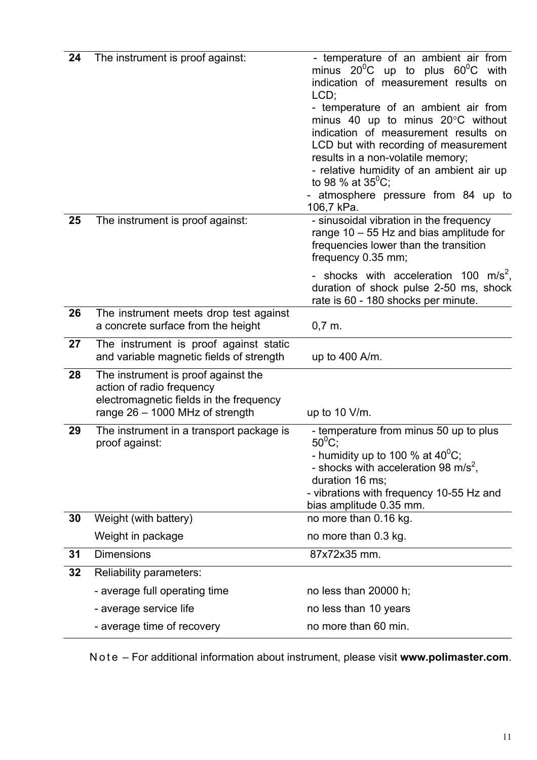| | | |
|---|---|---|
| 24 | The instrument is proof against: | - temperature of an ambient air from minus $20^0$C up to plus $60^0$C with indication of measurement results on LCD;<br>- temperature of an ambient air from minus 40 up to minus 20°C without indication of measurement results on LCD but with recording of measurement results in a non-volatile memory;<br>- relative humidity of an ambient air up to 98 % at $35^0$C;<br>- atmosphere pressure from 84 up to 106,7 kPa. |
| 25 | The instrument is proof against: | - sinusoidal vibration in the frequency range 10 – 55 Hz and bias amplitude for frequencies lower than the transition frequency 0.35 mm;<br>- shocks with acceleration 100 $m/s^2$, duration of shock pulse 2-50 ms, shock rate is 60 - 180 shocks per minute. |
| 26 | The instrument meets drop test against a concrete surface from the height | 0,7 m. |
| 27 | The instrument is proof against static and variable magnetic fields of strength | up to 400 A/m. |
| 28 | The instrument is proof against the action of radio frequency electromagnetic fields in the frequency range 26 – 1000 MHz of strength | up to 10 V/m. |
| 29 | The instrument in a transport package is proof against: | - temperature from minus 50 up to plus $50^0$C;<br>- humidity up to 100 % at $40^0$C;<br>- shocks with acceleration 98 $m/s^2$, duration 16 ms;<br>- vibrations with frequency 10-55 Hz and bias amplitude 0.35 mm. |
| 30 | Weight (with battery) | no more than 0.16 kg. |
| | Weight in package | no more than 0.3 kg. |
| 31 | Dimensions | 87x72x35 mm. |
| 32 | Reliability parameters: | |
| | - average full operating time | no less than 20000 h; |
| | - average service life | no less than 10 years |
| | - average time of recovery | no more than 60 min. |

Note – For additional information about instrument, please visit **www.polimaster.com**.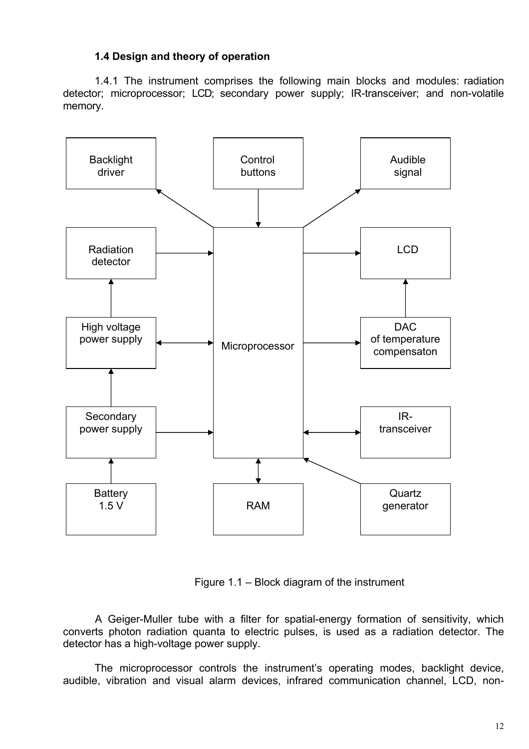### 1.4 Design and theory of operation

1.4.1 The instrument comprises the following main blocks and modules: radiation detector; microprocessor; LCD; secondary power supply; IR-transceiver; and non-volatile memory.

Figure 1.1 – Block diagram of the instrument

A Geiger-Muller tube with a filter for spatial-energy formation of sensitivity, which converts photon radiation quanta to electric pulses, is used as a radiation detector. The detector has a high-voltage power supply.

The microprocessor controls the instrument's operating modes, backlight device, audible, vibration and visual alarm devices, infrared communication channel, LCD, non-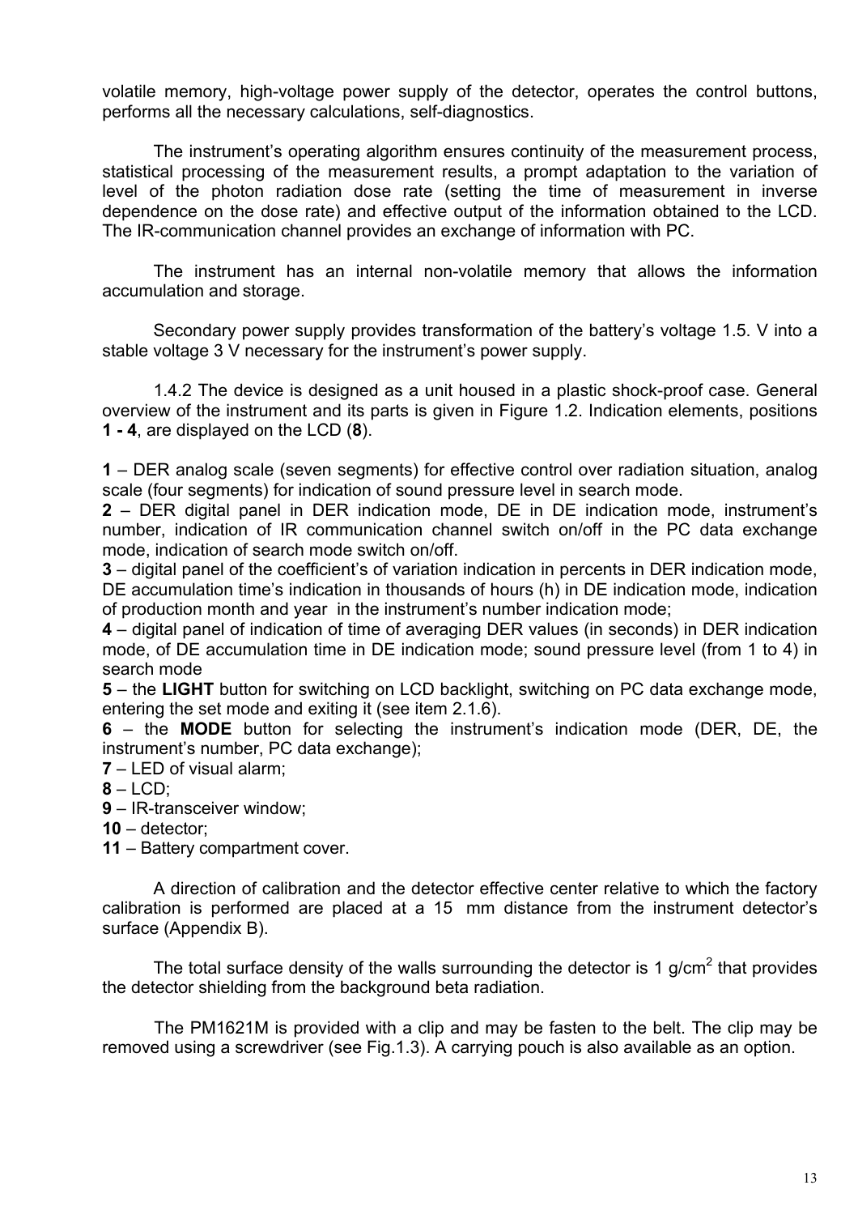volatile memory, high-voltage power supply of the detector, operates the control buttons, performs all the necessary calculations, self-diagnostics.

The instrument's operating algorithm ensures continuity of the measurement process, statistical processing of the measurement results, a prompt adaptation to the variation of level of the photon radiation dose rate (setting the time of measurement in inverse dependence on the dose rate) and effective output of the information obtained to the LCD. The IR-communication channel provides an exchange of information with PC.

The instrument has an internal non-volatile memory that allows the information accumulation and storage.

Secondary power supply provides transformation of the battery's voltage 1.5. V into a stable voltage 3 V necessary for the instrument's power supply.

1.4.2 The device is designed as a unit housed in a plastic shock-proof case. General overview of the instrument and its parts is given in Figure 1.2. Indication elements, positions **1 - 4**, are displayed on the LCD (**8**).

**1** – DER analog scale (seven segments) for effective control over radiation situation, analog scale (four segments) for indication of sound pressure level in search mode.
**2** – DER digital panel in DER indication mode, DE in DE indication mode, instrument's number, indication of IR communication channel switch on/off in the PC data exchange mode, indication of search mode switch on/off.
**3** – digital panel of the coefficient's of variation indication in percents in DER indication mode, DE accumulation time's indication in thousands of hours (h) in DE indication mode, indication of production month and year in the instrument's number indication mode;
**4** – digital panel of indication of time of averaging DER values (in seconds) in DER indication mode, of DE accumulation time in DE indication mode; sound pressure level (from 1 to 4) in search mode
**5** – the **LIGHT** button for switching on LCD backlight, switching on PC data exchange mode, entering the set mode and exiting it (see item 2.1.6).
**6** – the **MODE** button for selecting the instrument's indication mode (DER, DE, the instrument's number, PC data exchange);
**7** – LED of visual alarm;
**8** – LCD;
**9** – IR-transceiver window;
**10** – detector;
**11** – Battery compartment cover.

A direction of calibration and the detector effective center relative to which the factory calibration is performed are placed at a 15 mm distance from the instrument detector's surface (Appendix B).

The total surface density of the walls surrounding the detector is 1 g/cm$^2$ that provides the detector shielding from the background beta radiation.

The PM1621M is provided with a clip and may be fasten to the belt. The clip may be removed using a screwdriver (see Fig.1.3). A carrying pouch is also available as an option.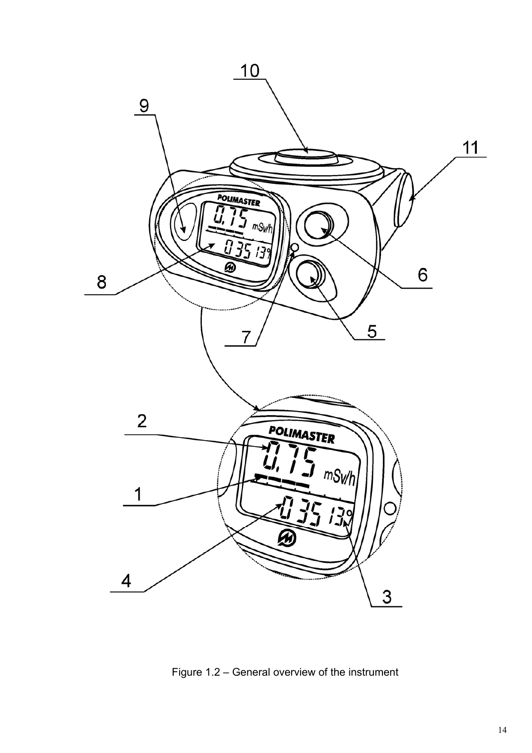Figure 1.2 – General overview of the instrument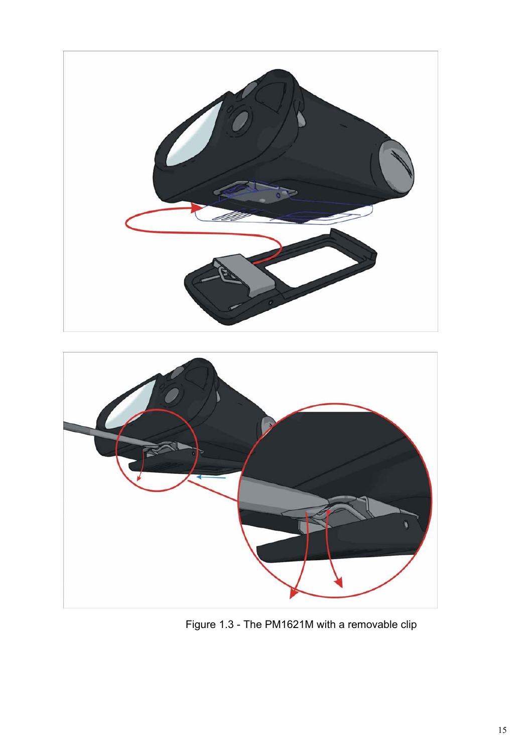Figure 1.3 - The PM1621M with a removable clip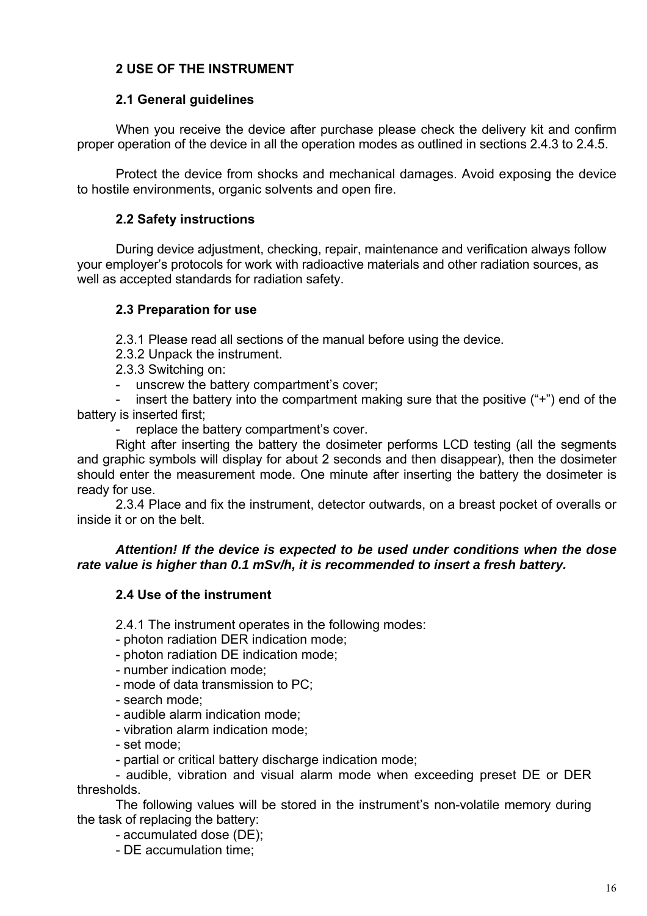# 2 USE OF THE INSTRUMENT

## 2.1 General guidelines

When you receive the device after purchase please check the delivery kit and confirm proper operation of the device in all the operation modes as outlined in sections 2.4.3 to 2.4.5.

Protect the device from shocks and mechanical damages. Avoid exposing the device to hostile environments, organic solvents and open fire.

## 2.2 Safety instructions

During device adjustment, checking, repair, maintenance and verification always follow your employer's protocols for work with radioactive materials and other radiation sources, as well as accepted standards for radiation safety.

## 2.3 Preparation for use

2.3.1 Please read all sections of the manual before using the device.

2.3.2 Unpack the instrument.

2.3.3 Switching on:

- unscrew the battery compartment's cover;
- insert the battery into the compartment making sure that the positive ("+") end of the battery is inserted first;
- replace the battery compartment's cover.

Right after inserting the battery the dosimeter performs LCD testing (all the segments and graphic symbols will display for about 2 seconds and then disappear), then the dosimeter should enter the measurement mode. One minute after inserting the battery the dosimeter is ready for use.

2.3.4 Place and fix the instrument, detector outwards, on a breast pocket of overalls or inside it or on the belt.

***Attention! If the device is expected to be used under conditions when the dose rate value is higher than 0.1 mSv/h, it is recommended to insert a fresh battery.***

## 2.4 Use of the instrument

2.4.1 The instrument operates in the following modes:

- photon radiation DER indication mode;
- photon radiation DE indication mode;
- number indication mode;
- mode of data transmission to PC;
- search mode;
- audible alarm indication mode;
- vibration alarm indication mode;
- set mode;
- partial or critical battery discharge indication mode;
- audible, vibration and visual alarm mode when exceeding preset DE or DER thresholds.

The following values will be stored in the instrument's non-volatile memory during the task of replacing the battery:

- accumulated dose (DE);
- DE accumulation time;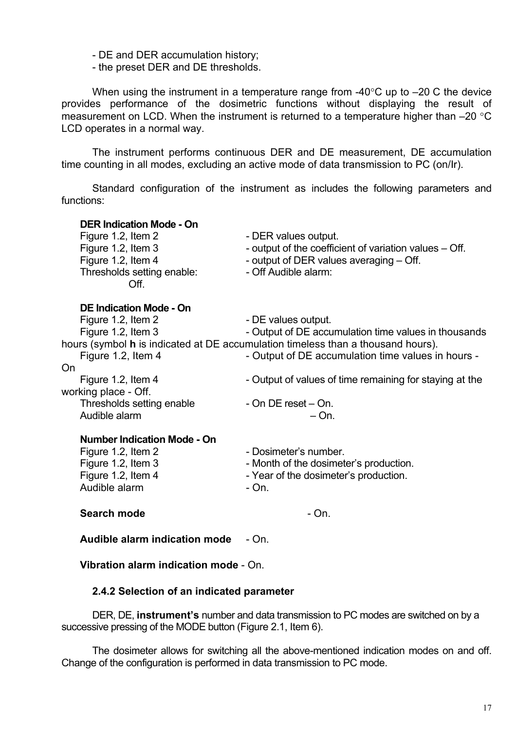- DE and DER accumulation history;
- the preset DER and DE thresholds.

When using the instrument in a temperature range from -40°C up to –20 C the device provides performance of the dosimetric functions without displaying the result of measurement on LCD. When the instrument is returned to a temperature higher than –20 °C LCD operates in a normal way.

The instrument performs continuous DER and DE measurement, DE accumulation time counting in all modes, excluding an active mode of data transmission to PC (on/Ir).

Standard configuration of the instrument as includes the following parameters and functions:

**DER Indication Mode - On**

Figure 1.2, Item 2 - DER values output.
Figure 1.2, Item 3 - output of the coefficient of variation values – Off.
Figure 1.2, Item 4 - output of DER values averaging – Off.
Thresholds setting enable: - Off Audible alarm: Off.

**DE Indication Mode - On**

Figure 1.2, Item 2 - DE values output.
Figure 1.2, Item 3 - Output of DE accumulation time values in thousands hours (symbol **h** is indicated at DE accumulation timeless than a thousand hours).
Figure 1.2, Item 4 - Output of DE accumulation time values in hours - On
Figure 1.2, Item 4 - Output of values of time remaining for staying at the working place - Off.
Thresholds setting enable - On DE reset – On.
Audible alarm – On.

**Number Indication Mode - On**

Figure 1.2, Item 2 - Dosimeter's number.
Figure 1.2, Item 3 - Month of the dosimeter's production.
Figure 1.2, Item 4 - Year of the dosimeter's production.
Audible alarm - On.

**Search mode** - On.

**Audible alarm indication mode** - On.

**Vibration alarm indication mode** - On.

### 2.4.2 Selection of an indicated parameter

DER, DE, **instrument's** number and data transmission to PC modes are switched on by a successive pressing of the MODE button (Figure 2.1, Item 6).

The dosimeter allows for switching all the above-mentioned indication modes on and off. Change of the configuration is performed in data transmission to PC mode.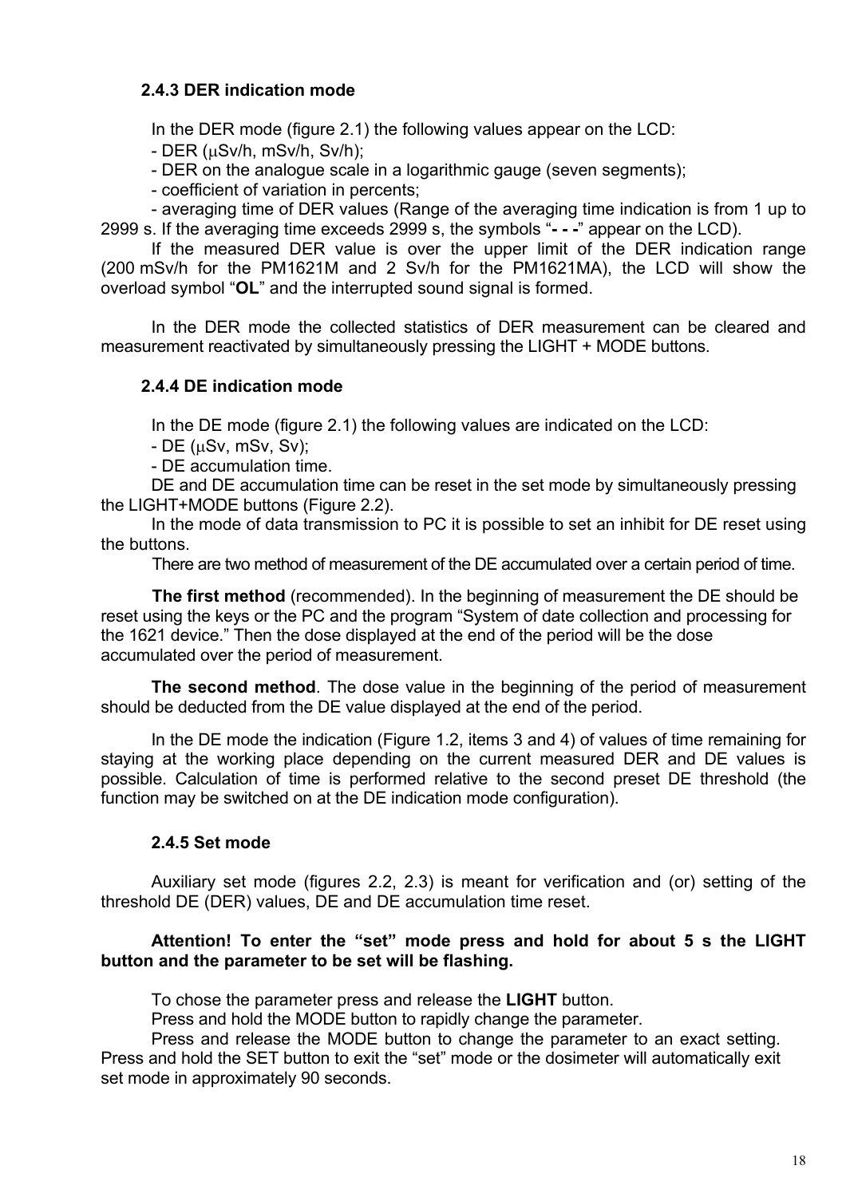### 2.4.3 DER indication mode

In the DER mode (figure 2.1) the following values appear on the LCD:

- DER (μSv/h, mSv/h, Sv/h);
- DER on the analogue scale in a logarithmic gauge (seven segments);
- coefficient of variation in percents;
- averaging time of DER values (Range of the averaging time indication is from 1 up to 2999 s. If the averaging time exceeds 2999 s, the symbols "**- - -**" appear on the LCD).

If the measured DER value is over the upper limit of the DER indication range (200 mSv/h for the PM1621M and 2 Sv/h for the PM1621MA), the LCD will show the overload symbol "**OL**" and the interrupted sound signal is formed.

In the DER mode the collected statistics of DER measurement can be cleared and measurement reactivated by simultaneously pressing the LIGHT + MODE buttons.

### 2.4.4 DE indication mode

In the DE mode (figure 2.1) the following values are indicated on the LCD:

- DE (μSv, mSv, Sv);
- DE accumulation time.

DE and DE accumulation time can be reset in the set mode by simultaneously pressing the LIGHT+MODE buttons (Figure 2.2).

In the mode of data transmission to PC it is possible to set an inhibit for DE reset using the buttons.

There are two method of measurement of the DE accumulated over a certain period of time.

**The first method** (recommended). In the beginning of measurement the DE should be reset using the keys or the PC and the program "System of date collection and processing for the 1621 device." Then the dose displayed at the end of the period will be the dose accumulated over the period of measurement.

**The second method**. The dose value in the beginning of the period of measurement should be deducted from the DE value displayed at the end of the period.

In the DE mode the indication (Figure 1.2, items 3 and 4) of values of time remaining for staying at the working place depending on the current measured DER and DE values is possible. Calculation of time is performed relative to the second preset DE threshold (the function may be switched on at the DE indication mode configuration).

### 2.4.5 Set mode

Auxiliary set mode (figures 2.2, 2.3) is meant for verification and (or) setting of the threshold DE (DER) values, DE and DE accumulation time reset.

**Attention! To enter the "set" mode press and hold for about 5 s the LIGHT button and the parameter to be set will be flashing.**

To chose the parameter press and release the **LIGHT** button.

Press and hold the MODE button to rapidly change the parameter.

Press and release the MODE button to change the parameter to an exact setting. Press and hold the SET button to exit the "set" mode or the dosimeter will automatically exit set mode in approximately 90 seconds.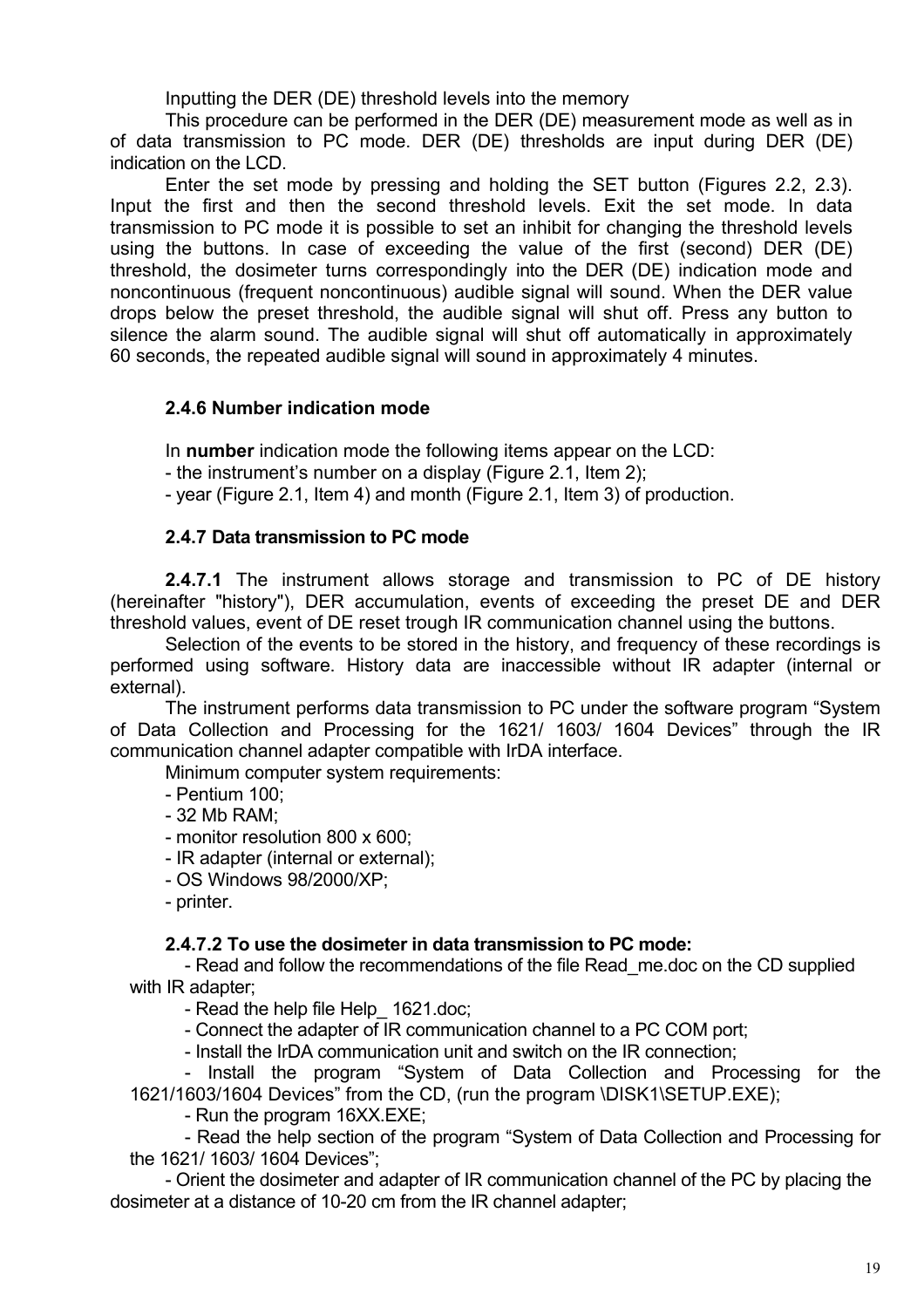Inputting the DER (DE) threshold levels into the memory

This procedure can be performed in the DER (DE) measurement mode as well as in of data transmission to PC mode. DER (DE) thresholds are input during DER (DE) indication on the LCD.

Enter the set mode by pressing and holding the SET button (Figures 2.2, 2.3). Input the first and then the second threshold levels. Exit the set mode. In data transmission to PC mode it is possible to set an inhibit for changing the threshold levels using the buttons. In case of exceeding the value of the first (second) DER (DE) threshold, the dosimeter turns correspondingly into the DER (DE) indication mode and noncontinuous (frequent noncontinuous) audible signal will sound. When the DER value drops below the preset threshold, the audible signal will shut off. Press any button to silence the alarm sound. The audible signal will shut off automatically in approximately 60 seconds, the repeated audible signal will sound in approximately 4 minutes.

### 2.4.6 Number indication mode

In **number** indication mode the following items appear on the LCD:

- the instrument's number on a display (Figure 2.1, Item 2);
- year (Figure 2.1, Item 4) and month (Figure 2.1, Item 3) of production.

### 2.4.7 Data transmission to PC mode

**2.4.7.1** The instrument allows storage and transmission to PC of DE history (hereinafter "history"), DER accumulation, events of exceeding the preset DE and DER threshold values, event of DE reset trough IR communication channel using the buttons.

Selection of the events to be stored in the history, and frequency of these recordings is performed using software. History data are inaccessible without IR adapter (internal or external).

The instrument performs data transmission to PC under the software program "System of Data Collection and Processing for the 1621/ 1603/ 1604 Devices" through the IR communication channel adapter compatible with IrDA interface.

Minimum computer system requirements:

- Pentium 100;
- 32 Mb RAM;
- monitor resolution 800 x 600;
- IR adapter (internal or external);
- OS Windows 98/2000/XP;
- printer.

**2.4.7.2 To use the dosimeter in data transmission to PC mode:**

- Read and follow the recommendations of the file Read_me.doc on the CD supplied with IR adapter;
- Read the help file Help_ 1621.doc;
- Connect the adapter of IR communication channel to a PC COM port;
- Install the IrDA communication unit and switch on the IR connection;
- Install the program "System of Data Collection and Processing for the 1621/1603/1604 Devices" from the CD, (run the program \DISK1\SETUP.EXE);
- Run the program 16XX.EXE;
- Read the help section of the program "System of Data Collection and Processing for the 1621/ 1603/ 1604 Devices";
- Orient the dosimeter and adapter of IR communication channel of the PC by placing the dosimeter at a distance of 10-20 cm from the IR channel adapter;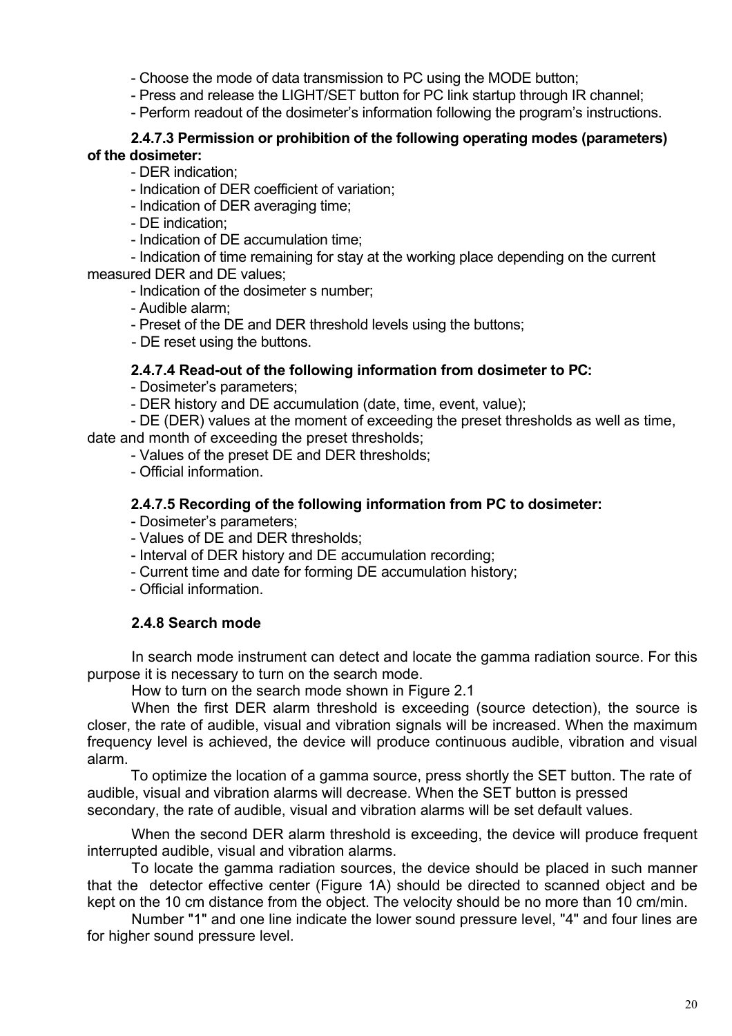- Choose the mode of data transmission to PC using the MODE button;
- Press and release the LIGHT/SET button for PC link startup through IR channel;
- Perform readout of the dosimeter's information following the program's instructions.

**2.4.7.3 Permission or prohibition of the following operating modes (parameters) of the dosimeter:**

- DER indication;
- Indication of DER coefficient of variation;
- Indication of DER averaging time;
- DE indication;
- Indication of DE accumulation time;
- Indication of time remaining for stay at the working place depending on the current measured DER and DE values;
- Indication of the dosimeter s number;
- Audible alarm;
- Preset of the DE and DER threshold levels using the buttons;
- DE reset using the buttons.

**2.4.7.4 Read-out of the following information from dosimeter to PC:**

- Dosimeter's parameters;
- DER history and DE accumulation (date, time, event, value);
- DE (DER) values at the moment of exceeding the preset thresholds as well as time, date and month of exceeding the preset thresholds;
- Values of the preset DE and DER thresholds;
- Official information.

**2.4.7.5 Recording of the following information from PC to dosimeter:**

- Dosimeter's parameters;
- Values of DE and DER thresholds;
- Interval of DER history and DE accumulation recording;
- Current time and date for forming DE accumulation history;
- Official information.

### 2.4.8 Search mode

In search mode instrument can detect and locate the gamma radiation source. For this purpose it is necessary to turn on the search mode.

How to turn on the search mode shown in Figure 2.1

When the first DER alarm threshold is exceeding (source detection), the source is closer, the rate of audible, visual and vibration signals will be increased. When the maximum frequency level is achieved, the device will produce continuous audible, vibration and visual alarm.

To optimize the location of a gamma source, press shortly the SET button. The rate of audible, visual and vibration alarms will decrease. When the SET button is pressed secondary, the rate of audible, visual and vibration alarms will be set default values.

When the second DER alarm threshold is exceeding, the device will produce frequent interrupted audible, visual and vibration alarms.

To locate the gamma radiation sources, the device should be placed in such manner that the detector effective center (Figure 1A) should be directed to scanned object and be kept on the 10 cm distance from the object. The velocity should be no more than 10 cm/min.

Number "1" and one line indicate the lower sound pressure level, "4" and four lines are for higher sound pressure level.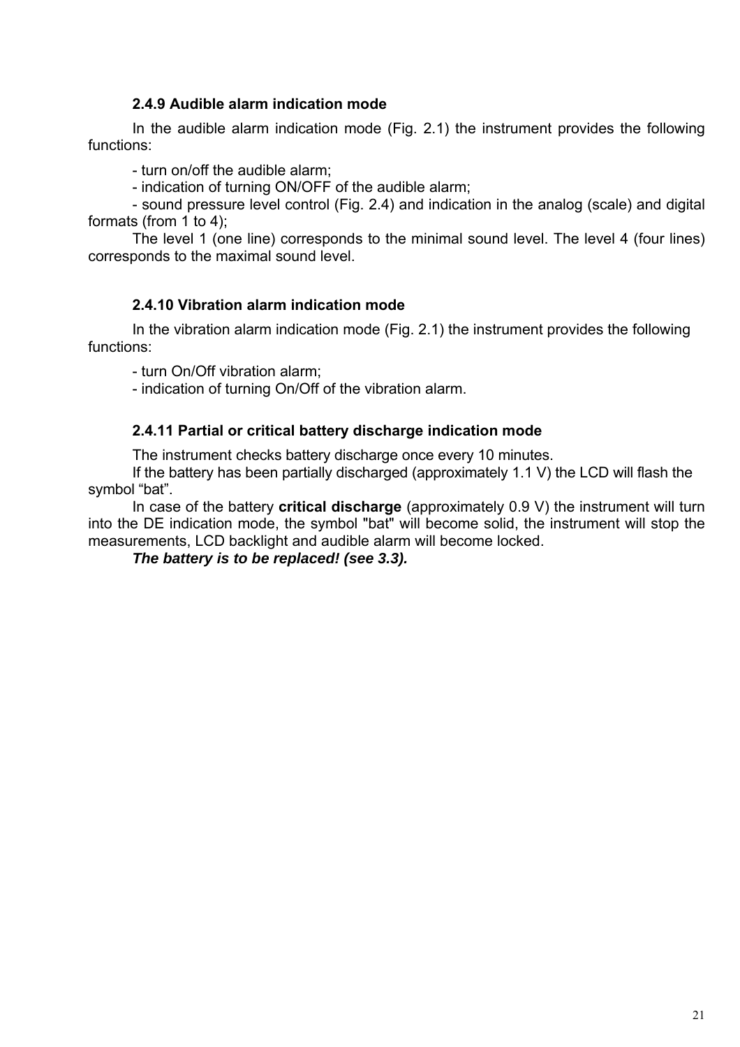### 2.4.9 Audible alarm indication mode

In the audible alarm indication mode (Fig. 2.1) the instrument provides the following functions:

- turn on/off the audible alarm;
- indication of turning ON/OFF of the audible alarm;
- sound pressure level control (Fig. 2.4) and indication in the analog (scale) and digital formats (from 1 to 4);

The level 1 (one line) corresponds to the minimal sound level. The level 4 (four lines) corresponds to the maximal sound level.

### 2.4.10 Vibration alarm indication mode

In the vibration alarm indication mode (Fig. 2.1) the instrument provides the following functions:

- turn On/Off vibration alarm;
- indication of turning On/Off of the vibration alarm.

### 2.4.11 Partial or critical battery discharge indication mode

The instrument checks battery discharge once every 10 minutes.

If the battery has been partially discharged (approximately 1.1 V) the LCD will flash the symbol “bat”.

In case of the battery **critical discharge** (approximately 0.9 V) the instrument will turn into the DE indication mode, the symbol "bat" will become solid, the instrument will stop the measurements, LCD backlight and audible alarm will become locked.

***The battery is to be replaced! (see 3.3).***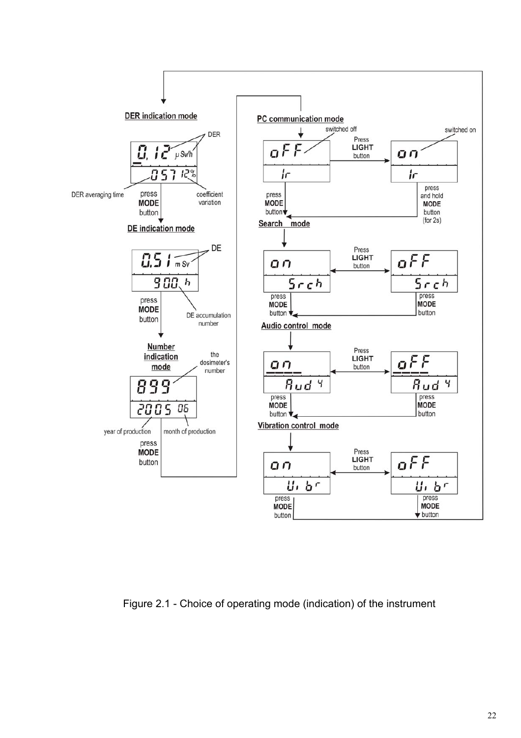**DER indication mode**

- Display: 0.12 µSv/h — DER
- 057 12% — DER averaging time; coefficient variation
- press **MODE** button

**DE indication mode**

- Display: 0.51 m Sv — DE
- 900 h — DE accumulation number
- press **MODE** button

**Number indication mode**

- Display: 899 — the dosimeter's number
- 2005 06 — year of production; month of production
- press **MODE** button

**PC communication mode**

- oFF / Ir — switched off
- Press **LIGHT** button → on / Ir — switched on
- press **MODE** button (from oFF); press and hold **MODE** button (for 2s) (from on)

**Search mode**

- on / Srch ↔ Press **LIGHT** button ↔ oFF / Srch
- press **MODE** button

**Audio control mode**

- on / Aud 4 ↔ Press **LIGHT** button ↔ oFF / Aud 4
- press **MODE** button

**Vibration control mode**

- on / Uibr ↔ Press **LIGHT** button ↔ oFF / Uibr
- press **MODE** button

Figure 2.1 - Choice of operating mode (indication) of the instrument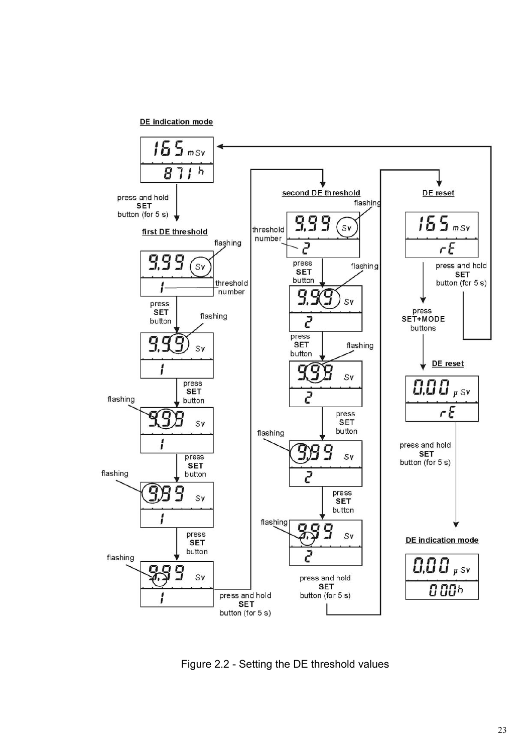**DE indication mode**

165 mSv
871 h

press and hold **SET** button (for 5 s)

**first DE threshold**

9.99 Sv (flashing)
1 (threshold number)

press **SET** button

9.99 Sv (flashing)
1

press **SET** button

9.99 Sv (flashing)
1

press **SET** button

9.99 Sv (flashing)
1

press **SET** button

9.99 Sv (flashing)
1

press and hold **SET** button (for 5 s)

**second DE threshold**

9.99 Sv (flashing)
2 (threshold number)

press **SET** button

9.99 Sv (flashing)
2

press **SET** button

9.99 Sv (flashing)
2

press **SET** button

9.99 Sv (flashing)
2

press **SET** button

9.99 Sv (flashing)
2

press and hold **SET** button (for 5 s)

**DE reset**

165 mSv
rE

press and hold **SET** button (for 5 s)

press **SET+MODE** buttons

**DE reset**

0.00 µSv
rE

press and hold **SET** button (for 5 s)

**DE indication mode**

0.00 µSv
000h

Figure 2.2 - Setting the DE threshold values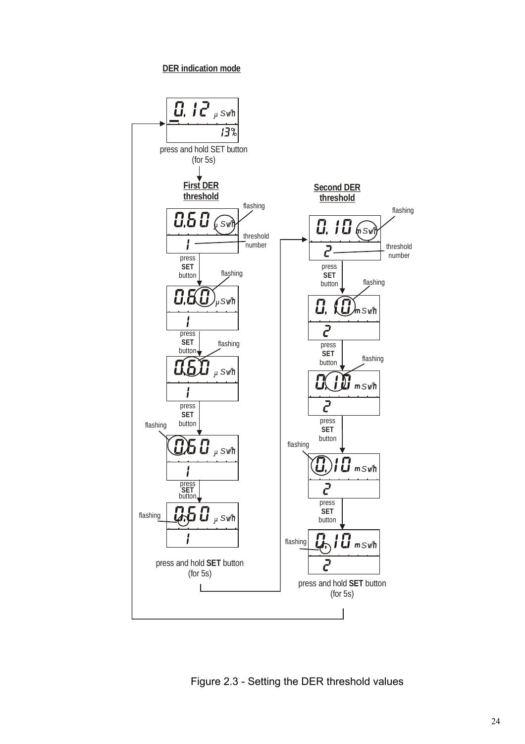**DER indication mode**

0.12 µSv/h
13%

press and hold SET button (for 5s)

**First DER threshold**

0.60 µSv/h — flashing
1 — threshold number

press **SET** button

0.60 µSv/h — flashing
1

press **SET** button

0.60 µSv/h — flashing
1

press **SET** button

0.60 µSv/h — flashing
1

press **SET** button

0.60 µSv/h — flashing
1

press and hold **SET** button (for 5s)

**Second DER threshold**

0.10 mSv/h — flashing
2 — threshold number

press **SET** button

0.10 mSv/h — flashing
2

press **SET** button

0.10 mSv/h — flashing
2

press **SET** button

0.10 mSv/h — flashing
2

press **SET** button

0.10 mSv/h — flashing
2

press and hold **SET** button (for 5s)

Figure 2.3 - Setting the DER threshold values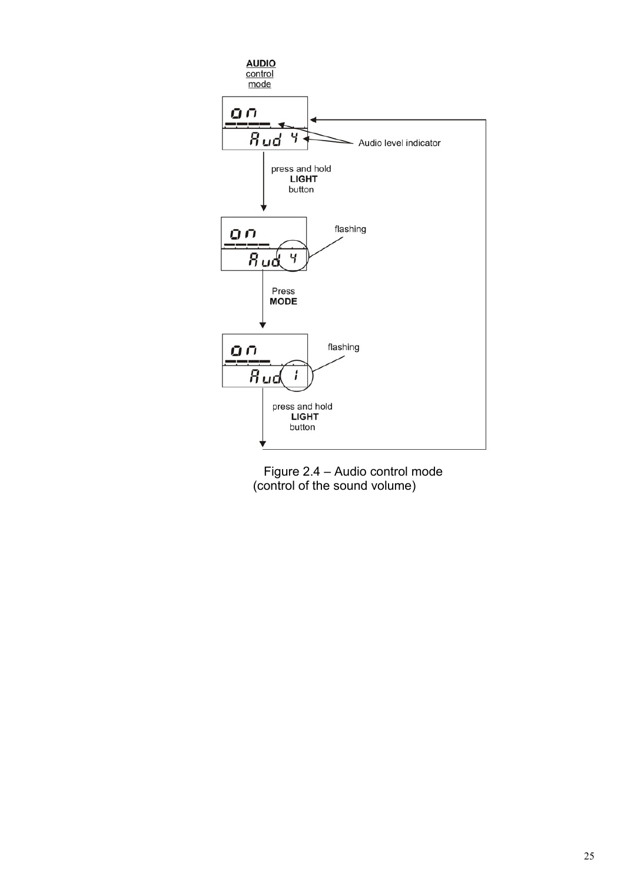**AUDIO** control mode

on
Aud 4

Audio level indicator

press and hold **LIGHT** button

on
Aud 4

flashing

Press **MODE**

on
Aud 1

flashing

press and hold **LIGHT** button

Figure 2.4 – Audio control mode (control of the sound volume)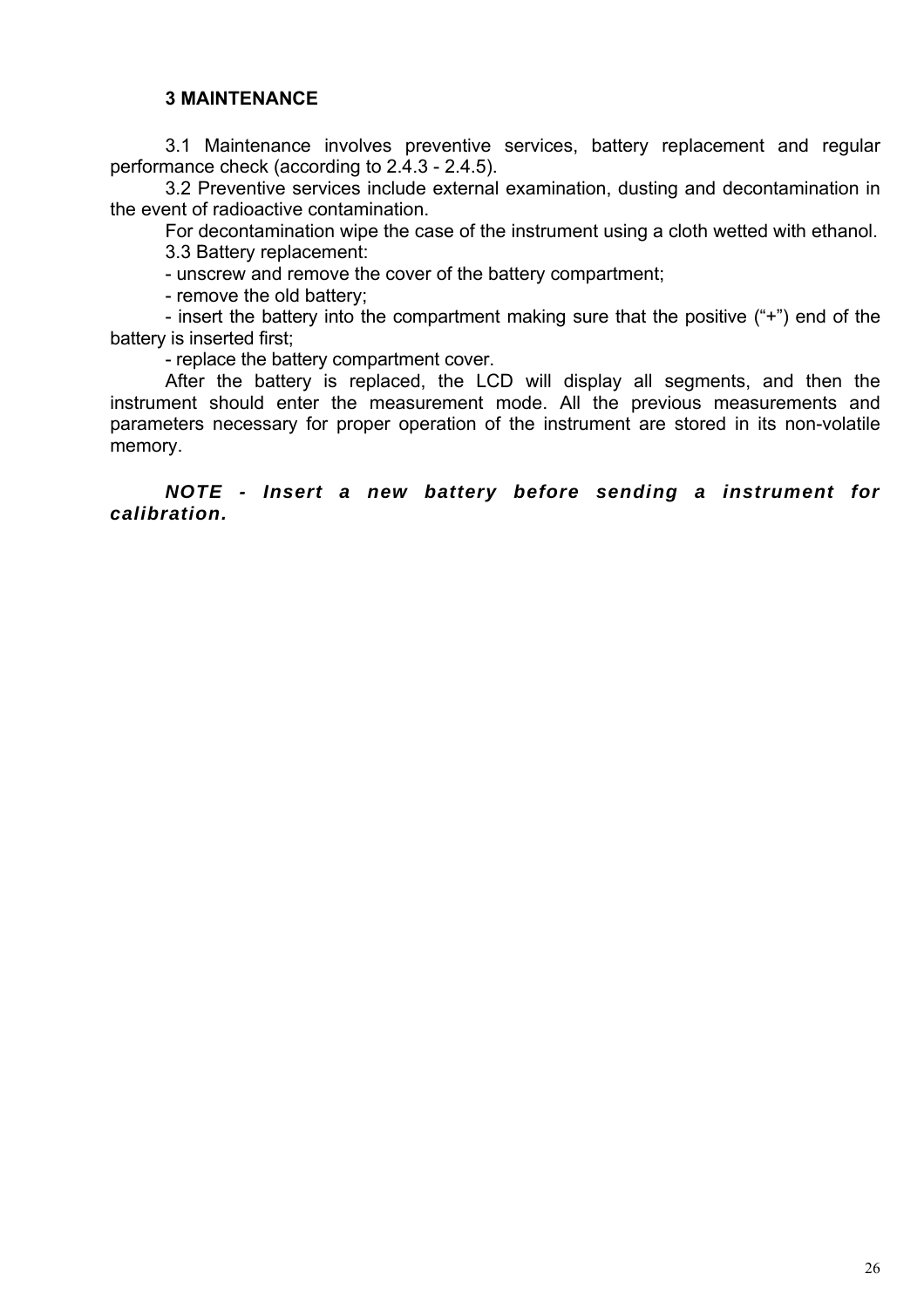## 3 MAINTENANCE

3.1 Maintenance involves preventive services, battery replacement and regular performance check (according to 2.4.3 - 2.4.5).

3.2 Preventive services include external examination, dusting and decontamination in the event of radioactive contamination.

For decontamination wipe the case of the instrument using a cloth wetted with ethanol.

3.3 Battery replacement:

- unscrew and remove the cover of the battery compartment;
- remove the old battery;
- insert the battery into the compartment making sure that the positive ("+") end of the battery is inserted first;
- replace the battery compartment cover.

After the battery is replaced, the LCD will display all segments, and then the instrument should enter the measurement mode. All the previous measurements and parameters necessary for proper operation of the instrument are stored in its non-volatile memory.

***NOTE - Insert a new battery before sending a instrument for calibration.***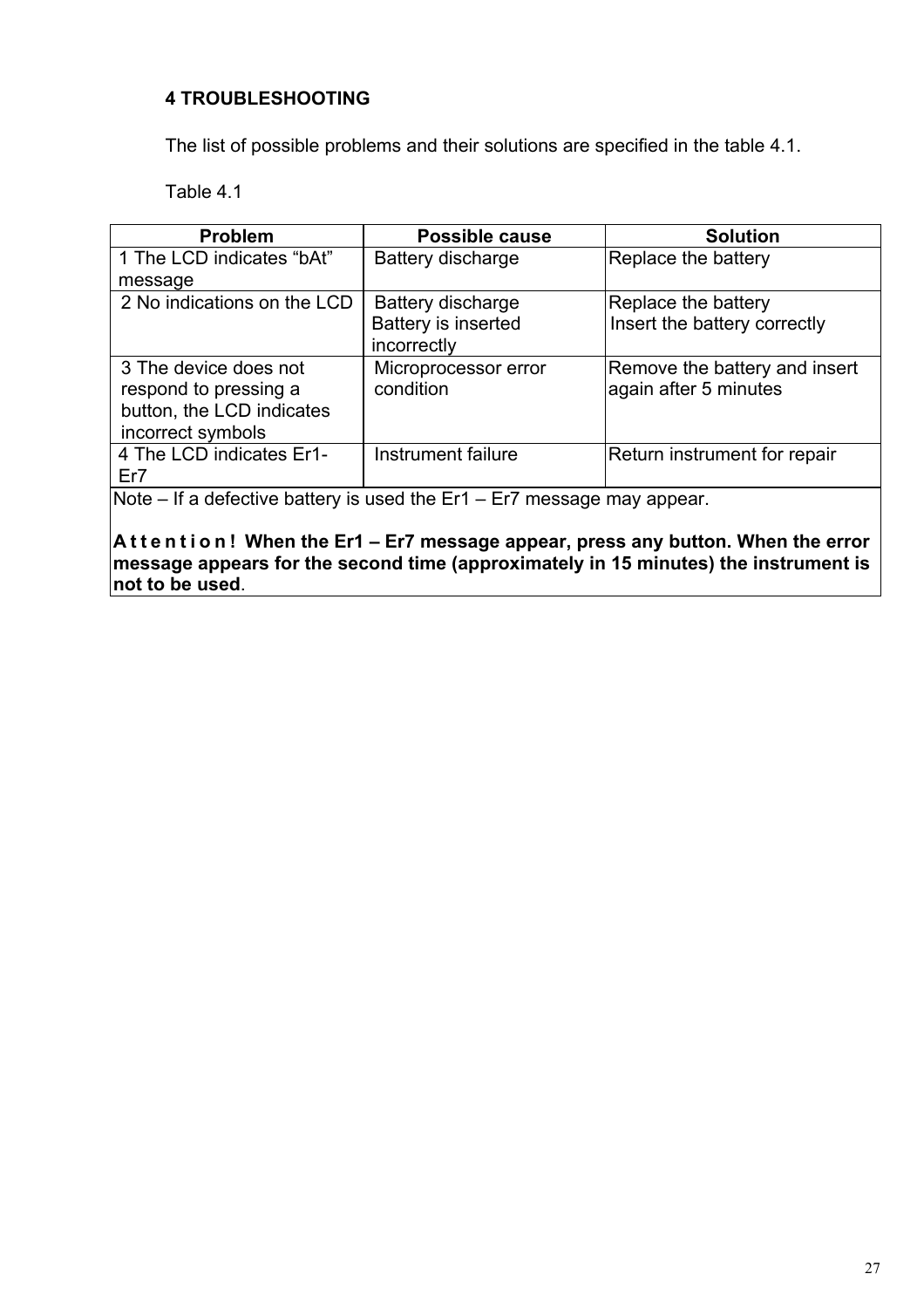## 4 TROUBLESHOOTING

The list of possible problems and their solutions are specified in the table 4.1.

Table 4.1

| Problem | Possible cause | Solution |
|---|---|---|
| 1 The LCD indicates "bAt" message | Battery discharge | Replace the battery |
| 2 No indications on the LCD | Battery discharge<br>Battery is inserted incorrectly | Replace the battery<br>Insert the battery correctly |
| 3 The device does not respond to pressing a button, the LCD indicates incorrect symbols | Microprocessor error condition | Remove the battery and insert again after 5 minutes |
| 4 The LCD indicates Er1-Er7 | Instrument failure | Return instrument for repair |

Note – If a defective battery is used the Er1 – Er7 message may appear.

**A t t e n t i o n ! When the Er1 – Er7 message appear, press any button. When the error message appears for the second time (approximately in 15 minutes) the instrument is not to be used**.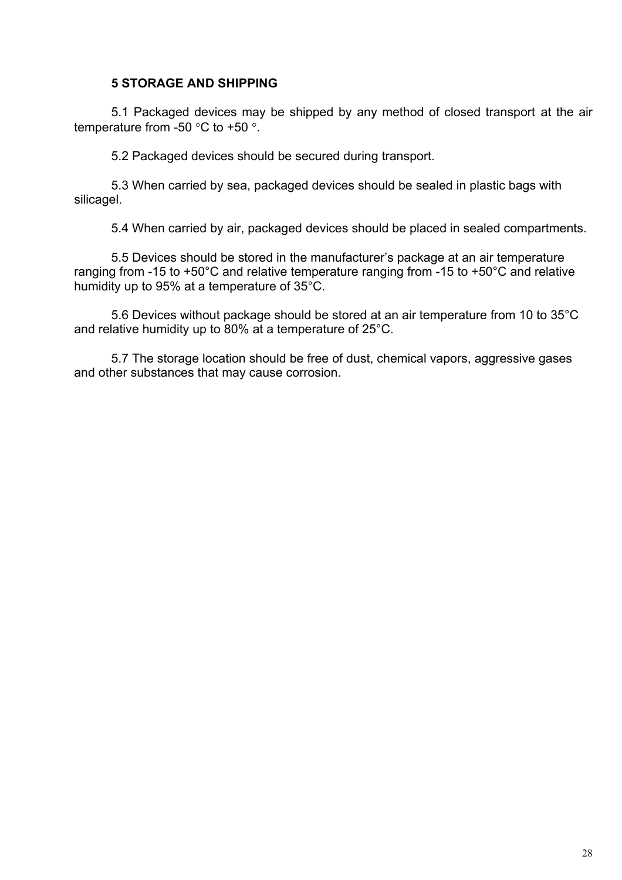## 5 STORAGE AND SHIPPING

5.1 Packaged devices may be shipped by any method of closed transport at the air temperature from -50 °C to +50 °.

5.2 Packaged devices should be secured during transport.

5.3 When carried by sea, packaged devices should be sealed in plastic bags with silicagel.

5.4 When carried by air, packaged devices should be placed in sealed compartments.

5.5 Devices should be stored in the manufacturer's package at an air temperature ranging from -15 to +50°C and relative temperature ranging from -15 to +50°C and relative humidity up to 95% at a temperature of 35°C.

5.6 Devices without package should be stored at an air temperature from 10 to 35°C and relative humidity up to 80% at a temperature of 25°C.

5.7 The storage location should be free of dust, chemical vapors, aggressive gases and other substances that may cause corrosion.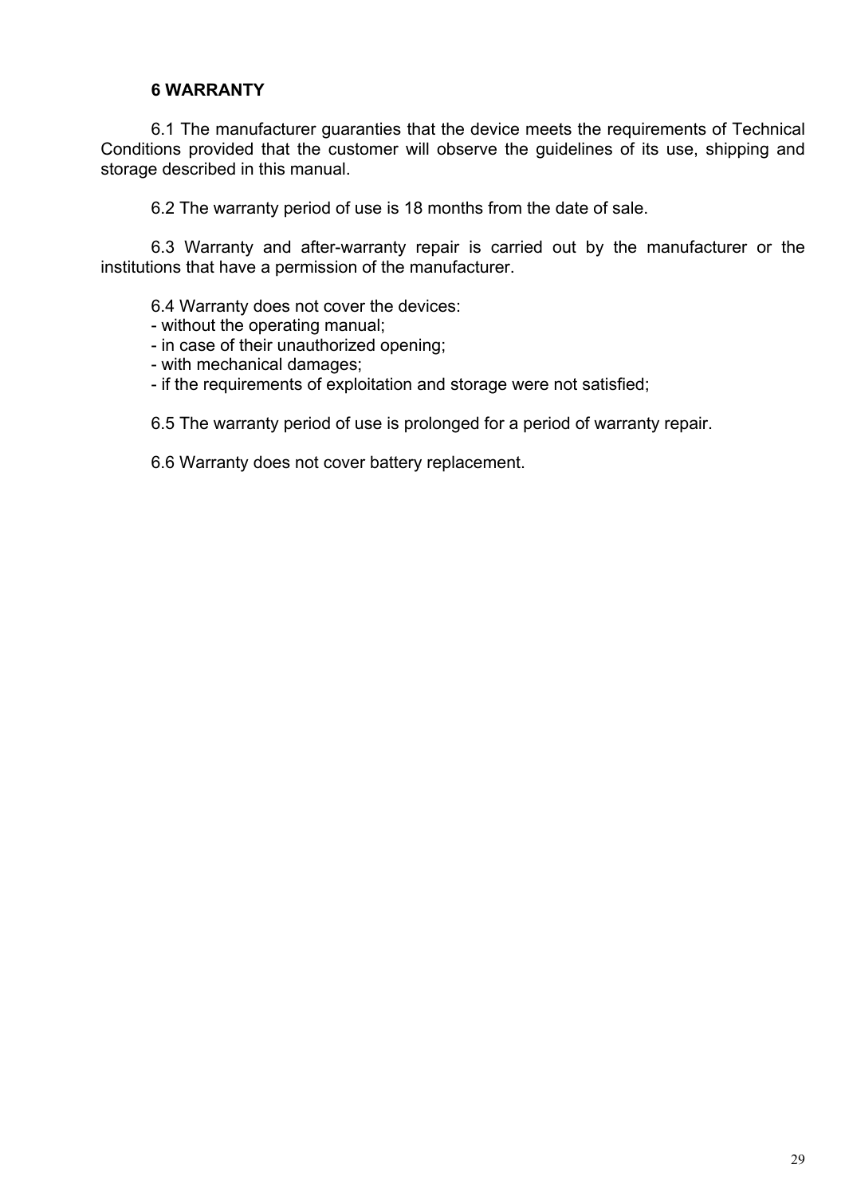## 6 WARRANTY

6.1 The manufacturer guaranties that the device meets the requirements of Technical Conditions provided that the customer will observe the guidelines of its use, shipping and storage described in this manual.

6.2 The warranty period of use is 18 months from the date of sale.

6.3 Warranty and after-warranty repair is carried out by the manufacturer or the institutions that have a permission of the manufacturer.

6.4 Warranty does not cover the devices:
- without the operating manual;
- in case of their unauthorized opening;
- with mechanical damages;
- if the requirements of exploitation and storage were not satisfied;

6.5 The warranty period of use is prolonged for a period of warranty repair.

6.6 Warranty does not cover battery replacement.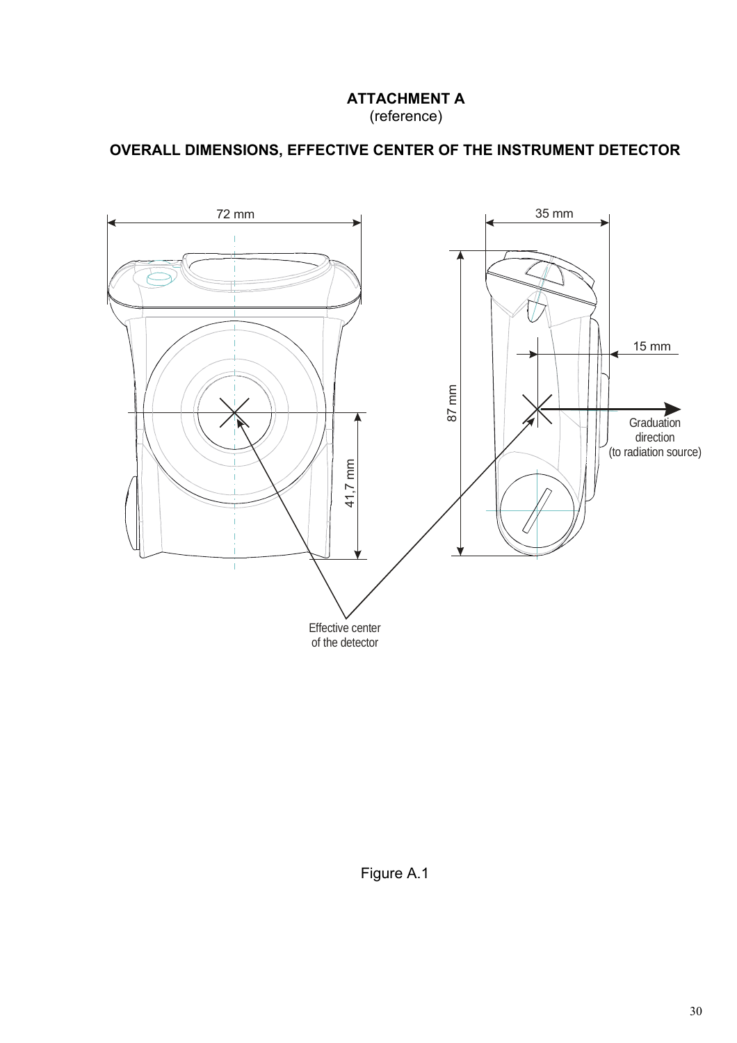## ATTACHMENT A
(reference)

## OVERALL DIMENSIONS, EFFECTIVE CENTER OF THE INSTRUMENT DETECTOR

72 mm

35 mm

15 mm

87 mm

41,7 mm

Graduation direction (to radiation source)

Effective center of the detector

Figure A.1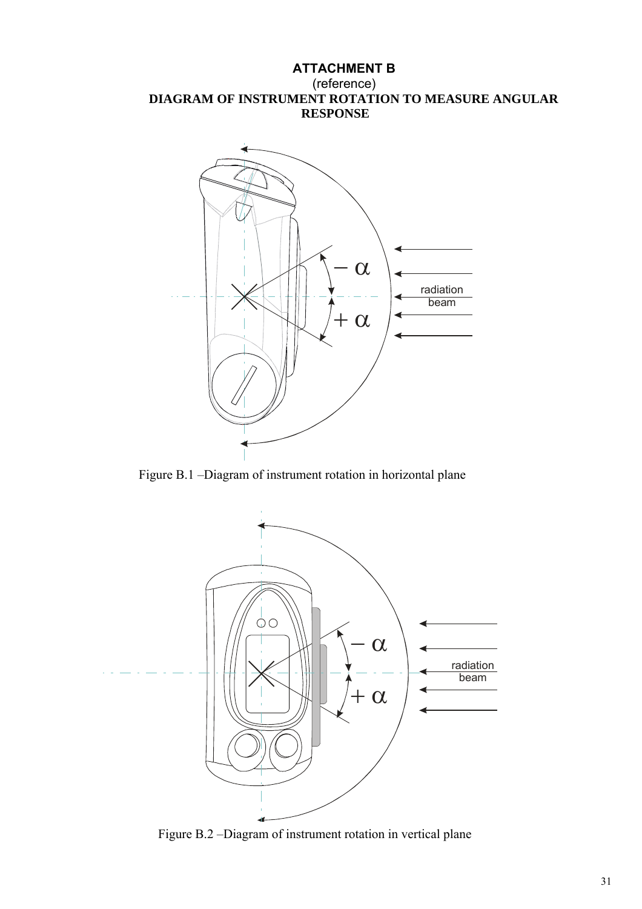# ATTACHMENT B

(reference)

## DIAGRAM OF INSTRUMENT ROTATION TO MEASURE ANGULAR RESPONSE

Figure B.1 –Diagram of instrument rotation in horizontal plane

Figure B.2 –Diagram of instrument rotation in vertical plane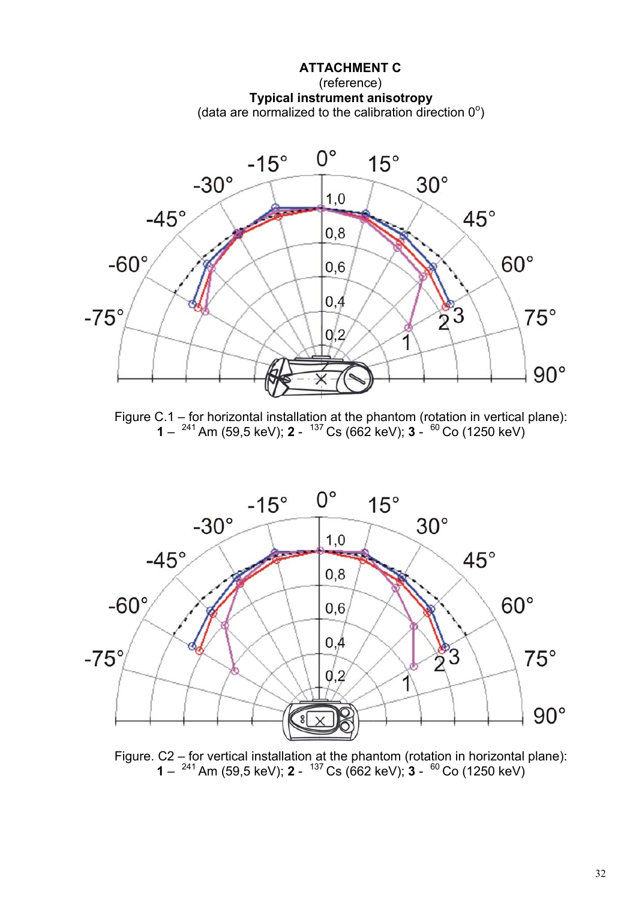# ATTACHMENT C

(reference)

**Typical instrument anisotropy**

(data are normalized to the calibration direction 0°)

Figure C.1 – for horizontal installation at the phantom (rotation in vertical plane): **1** – $^{241}$Am (59,5 keV); **2** - $^{137}$Cs (662 keV); **3** - $^{60}$Co (1250 keV)

Figure. C2 – for vertical installation at the phantom (rotation in horizontal plane): **1** – $^{241}$Am (59,5 keV); **2** - $^{137}$Cs (662 keV); **3** - $^{60}$Co (1250 keV)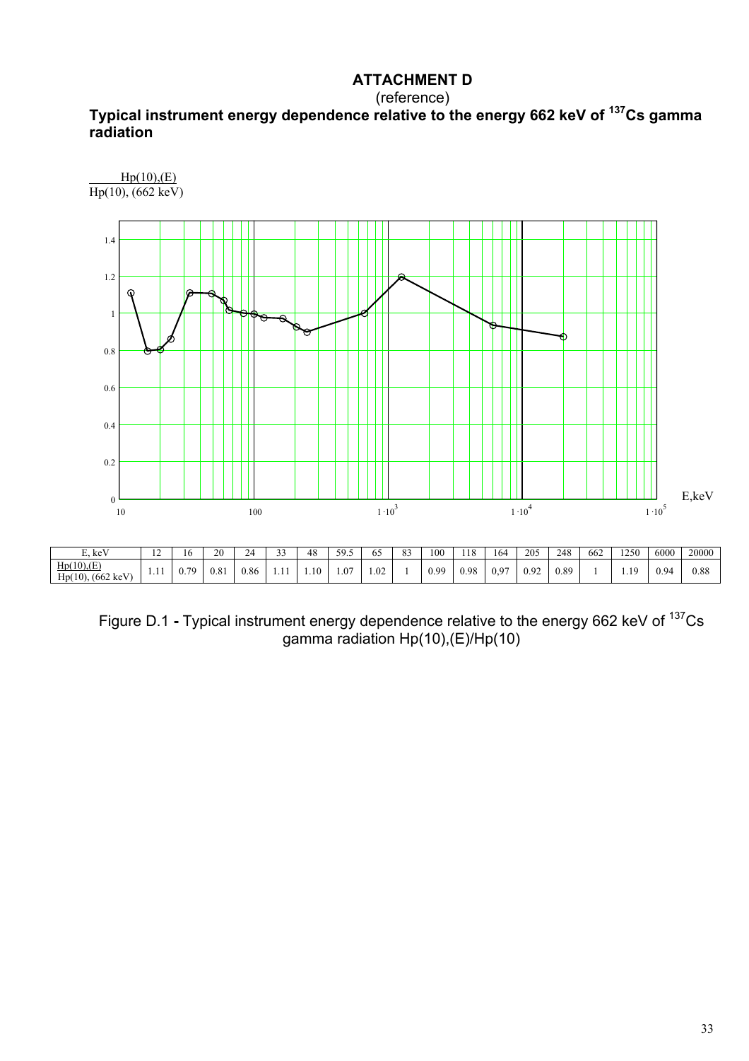## ATTACHMENT D

(reference)

**Typical instrument energy dependence relative to the energy 662 keV of $^{137}$Cs gamma radiation**

Hp(10),(E)
Hp(10), (662 keV)

1.4
1.2
1
0.8
0.6
0.4
0.2
0
10
100
$1 \cdot 10^3$
$1 \cdot 10^4$
$1 \cdot 10^5$
E,keV

| E, keV | 12 | 16 | 20 | 24 | 33 | 48 | 59.5 | 65 | 83 | 100 | 118 | 164 | 205 | 248 | 662 | 1250 | 6000 | 20000 |
|---|---|---|---|---|---|---|---|---|---|---|---|---|---|---|---|---|---|---|
| Hp(10),(E) / Hp(10), (662 keV) | 1.11 | 0.79 | 0.81 | 0.86 | 1.11 | 1.10 | 1.07 | 1.02 | 1 | 0.99 | 0.98 | 0,97 | 0.92 | 0.89 | 1 | 1.19 | 0.94 | 0.88 |

Figure D.1 **-** Typical instrument energy dependence relative to the energy 662 keV of $^{137}$Cs gamma radiation Hp(10),(E)/Hp(10)